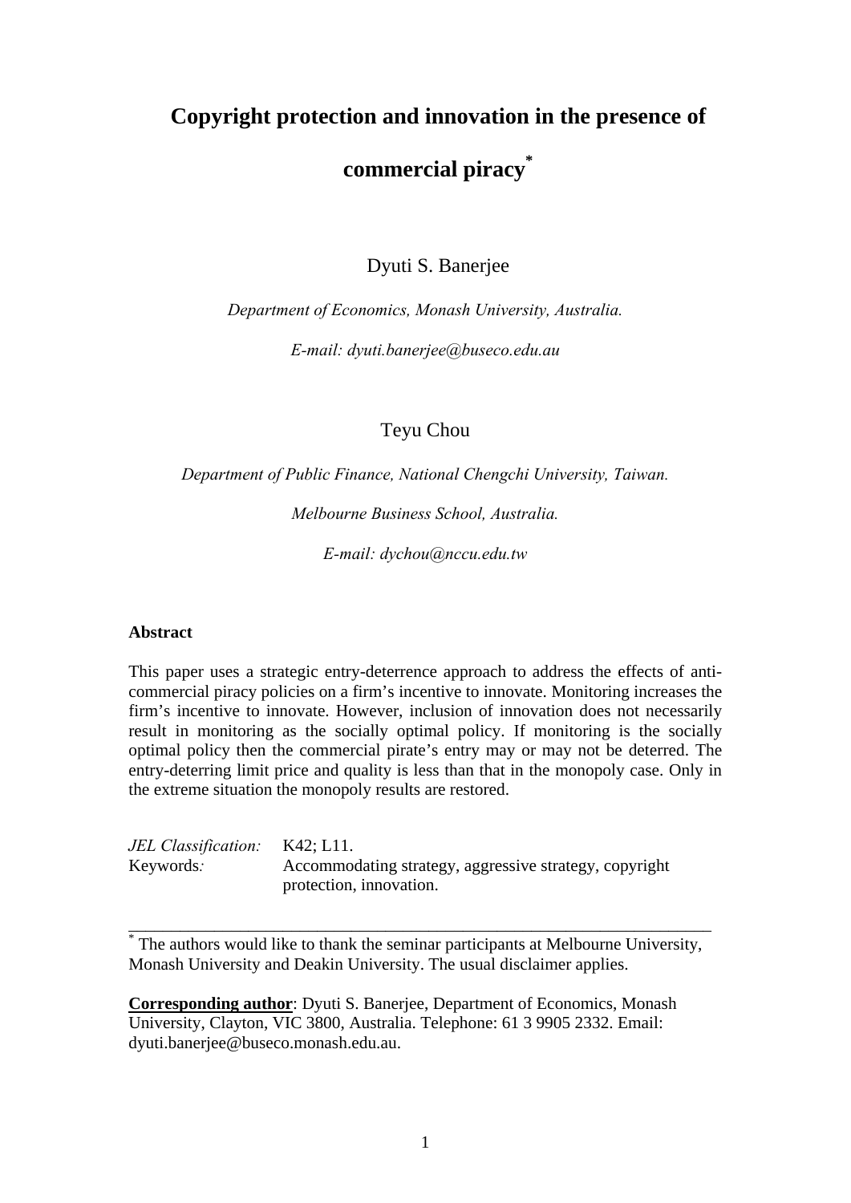# Copyright protection and innovation in the presence of commercial piracy[*]

Dyuti S. Banerjee

*Department of Economics, Monash University, Australia.*

*E-mail: dyuti.banerjee@buseco.edu.au*

Teyu Chou

*Department of Public Finance, National Chengchi University, Taiwan.*

*Melbourne Business School, Australia.*

*E-mail: dychou@nccu.edu.tw*

**Abstract**

This paper uses a strategic entry-deterrence approach to address the effects of anti-commercial piracy policies on a firm's incentive to innovate. Monitoring increases the firm's incentive to innovate. However, inclusion of innovation does not necessarily result in monitoring as the socially optimal policy. If monitoring is the socially optimal policy then the commercial pirate's entry may or may not be deterred. The entry-deterring limit price and quality is less than that in the monopoly case. Only in the extreme situation the monopoly results are restored.

*JEL Classification:* K42; L11.

Keywords*:* Accommodating strategy, aggressive strategy, copyright protection, innovation.

---

[*] The authors would like to thank the seminar participants at Melbourne University, Monash University and Deakin University. The usual disclaimer applies.

**Corresponding author**: Dyuti S. Banerjee, Department of Economics, Monash University, Clayton, VIC 3800, Australia. Telephone: 61 3 9905 2332. Email: dyuti.banerjee@buseco.monash.edu.au.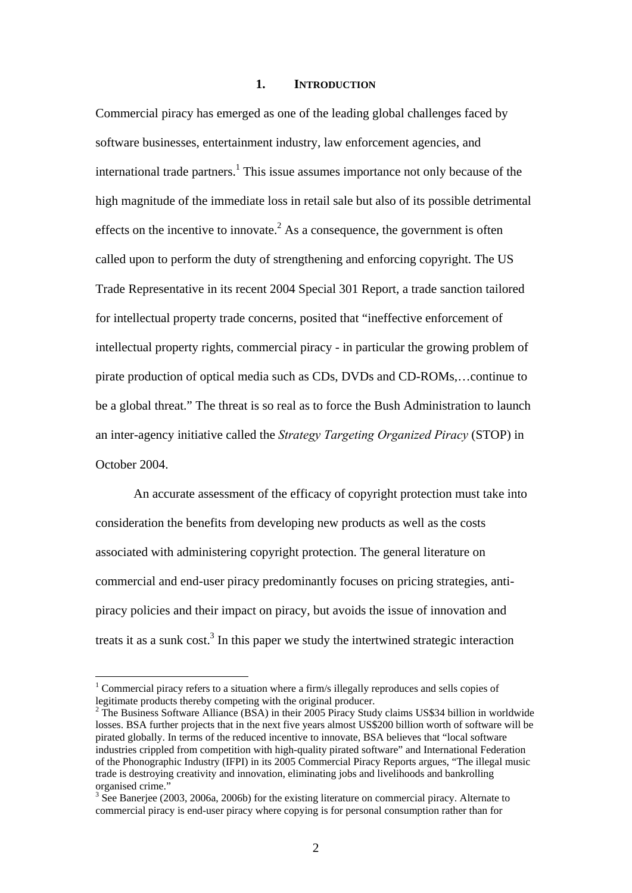## 1. INTRODUCTION

Commercial piracy has emerged as one of the leading global challenges faced by software businesses, entertainment industry, law enforcement agencies, and international trade partners.[1] This issue assumes importance not only because of the high magnitude of the immediate loss in retail sale but also of its possible detrimental effects on the incentive to innovate.[2] As a consequence, the government is often called upon to perform the duty of strengthening and enforcing copyright. The US Trade Representative in its recent 2004 Special 301 Report, a trade sanction tailored for intellectual property trade concerns, posited that "ineffective enforcement of intellectual property rights, commercial piracy - in particular the growing problem of pirate production of optical media such as CDs, DVDs and CD-ROMs,…continue to be a global threat." The threat is so real as to force the Bush Administration to launch an inter-agency initiative called the *Strategy Targeting Organized Piracy* (STOP) in October 2004.

An accurate assessment of the efficacy of copyright protection must take into consideration the benefits from developing new products as well as the costs associated with administering copyright protection. The general literature on commercial and end-user piracy predominantly focuses on pricing strategies, anti-piracy policies and their impact on piracy, but avoids the issue of innovation and treats it as a sunk cost.[3] In this paper we study the intertwined strategic interaction

---

[1] Commercial piracy refers to a situation where a firm/s illegally reproduces and sells copies of legitimate products thereby competing with the original producer.

[2] The Business Software Alliance (BSA) in their 2005 Piracy Study claims US$34 billion in worldwide losses. BSA further projects that in the next five years almost US$200 billion worth of software will be pirated globally. In terms of the reduced incentive to innovate, BSA believes that "local software industries crippled from competition with high-quality pirated software" and International Federation of the Phonographic Industry (IFPI) in its 2005 Commercial Piracy Reports argues, "The illegal music trade is destroying creativity and innovation, eliminating jobs and livelihoods and bankrolling organised crime."

[3] See Banerjee (2003, 2006a, 2006b) for the existing literature on commercial piracy. Alternate to commercial piracy is end-user piracy where copying is for personal consumption rather than for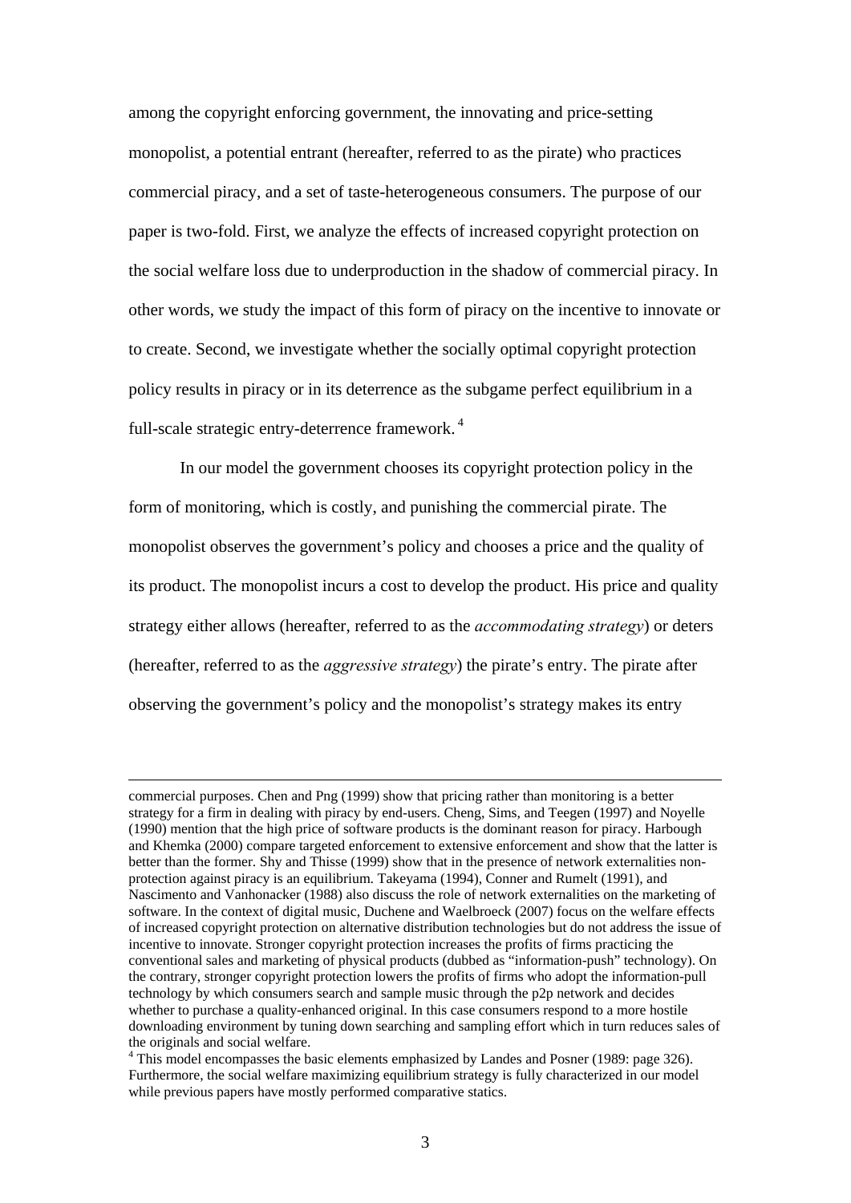among the copyright enforcing government, the innovating and price-setting monopolist, a potential entrant (hereafter, referred to as the pirate) who practices commercial piracy, and a set of taste-heterogeneous consumers. The purpose of our paper is two-fold. First, we analyze the effects of increased copyright protection on the social welfare loss due to underproduction in the shadow of commercial piracy. In other words, we study the impact of this form of piracy on the incentive to innovate or to create. Second, we investigate whether the socially optimal copyright protection policy results in piracy or in its deterrence as the subgame perfect equilibrium in a full-scale strategic entry-deterrence framework. [4]

In our model the government chooses its copyright protection policy in the form of monitoring, which is costly, and punishing the commercial pirate. The monopolist observes the government's policy and chooses a price and the quality of its product. The monopolist incurs a cost to develop the product. His price and quality strategy either allows (hereafter, referred to as the *accommodating strategy*) or deters (hereafter, referred to as the *aggressive strategy*) the pirate's entry. The pirate after observing the government's policy and the monopolist's strategy makes its entry

---

commercial purposes. Chen and Png (1999) show that pricing rather than monitoring is a better strategy for a firm in dealing with piracy by end-users. Cheng, Sims, and Teegen (1997) and Noyelle (1990) mention that the high price of software products is the dominant reason for piracy. Harbough and Khemka (2000) compare targeted enforcement to extensive enforcement and show that the latter is better than the former. Shy and Thisse (1999) show that in the presence of network externalities non-protection against piracy is an equilibrium. Takeyama (1994), Conner and Rumelt (1991), and Nascimento and Vanhonacker (1988) also discuss the role of network externalities on the marketing of software. In the context of digital music, Duchene and Waelbroeck (2007) focus on the welfare effects of increased copyright protection on alternative distribution technologies but do not address the issue of incentive to innovate. Stronger copyright protection increases the profits of firms practicing the conventional sales and marketing of physical products (dubbed as "information-push" technology). On the contrary, stronger copyright protection lowers the profits of firms who adopt the information-pull technology by which consumers search and sample music through the p2p network and decides whether to purchase a quality-enhanced original. In this case consumers respond to a more hostile downloading environment by tuning down searching and sampling effort which in turn reduces sales of the originals and social welfare.

[4] This model encompasses the basic elements emphasized by Landes and Posner (1989: page 326). Furthermore, the social welfare maximizing equilibrium strategy is fully characterized in our model while previous papers have mostly performed comparative statics.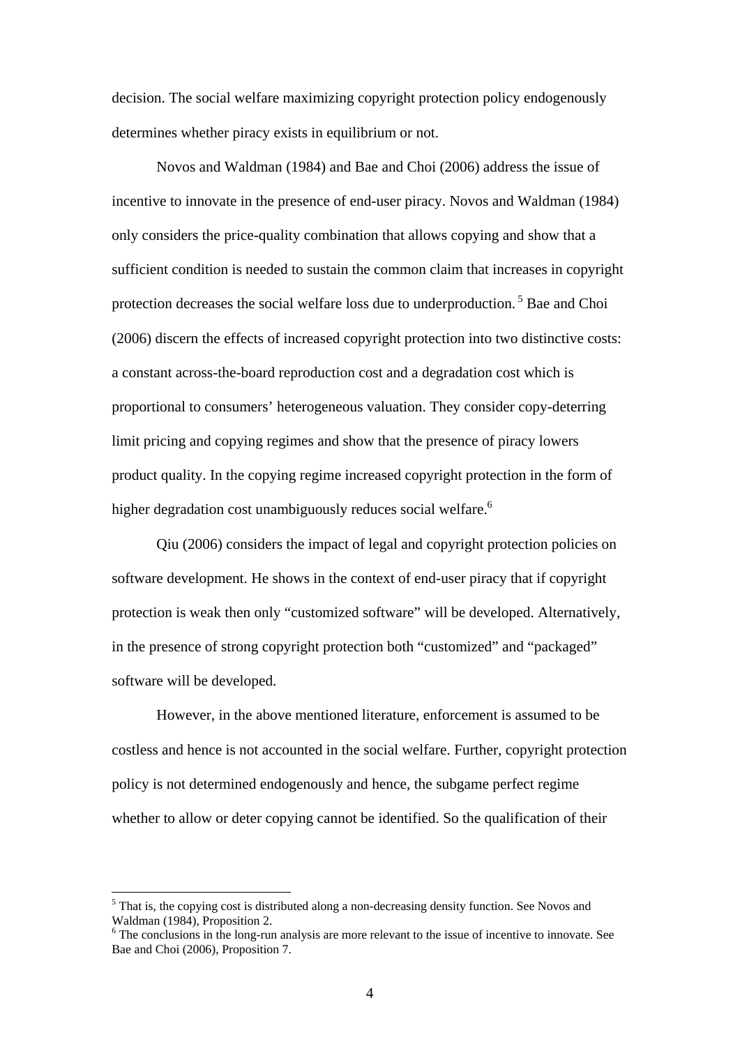decision. The social welfare maximizing copyright protection policy endogenously determines whether piracy exists in equilibrium or not.

Novos and Waldman (1984) and Bae and Choi (2006) address the issue of incentive to innovate in the presence of end-user piracy. Novos and Waldman (1984) only considers the price-quality combination that allows copying and show that a sufficient condition is needed to sustain the common claim that increases in copyright protection decreases the social welfare loss due to underproduction.[5] Bae and Choi (2006) discern the effects of increased copyright protection into two distinctive costs: a constant across-the-board reproduction cost and a degradation cost which is proportional to consumers' heterogeneous valuation. They consider copy-deterring limit pricing and copying regimes and show that the presence of piracy lowers product quality. In the copying regime increased copyright protection in the form of higher degradation cost unambiguously reduces social welfare.[6]

Qiu (2006) considers the impact of legal and copyright protection policies on software development. He shows in the context of end-user piracy that if copyright protection is weak then only "customized software" will be developed. Alternatively, in the presence of strong copyright protection both "customized" and "packaged" software will be developed.

However, in the above mentioned literature, enforcement is assumed to be costless and hence is not accounted in the social welfare. Further, copyright protection policy is not determined endogenously and hence, the subgame perfect regime whether to allow or deter copying cannot be identified. So the qualification of their

---

[5] That is, the copying cost is distributed along a non-decreasing density function. See Novos and Waldman (1984), Proposition 2.

[6] The conclusions in the long-run analysis are more relevant to the issue of incentive to innovate. See Bae and Choi (2006), Proposition 7.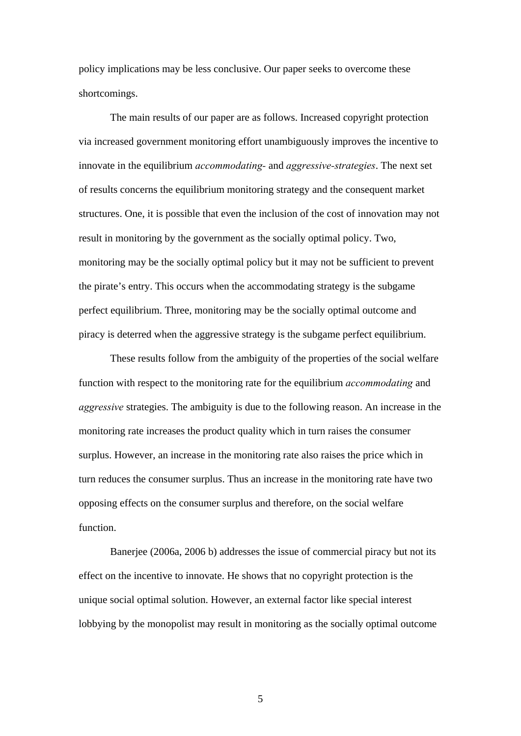policy implications may be less conclusive. Our paper seeks to overcome these shortcomings.

The main results of our paper are as follows. Increased copyright protection via increased government monitoring effort unambiguously improves the incentive to innovate in the equilibrium *accommodating-* and *aggressive-strategies*. The next set of results concerns the equilibrium monitoring strategy and the consequent market structures. One, it is possible that even the inclusion of the cost of innovation may not result in monitoring by the government as the socially optimal policy. Two, monitoring may be the socially optimal policy but it may not be sufficient to prevent the pirate's entry. This occurs when the accommodating strategy is the subgame perfect equilibrium. Three, monitoring may be the socially optimal outcome and piracy is deterred when the aggressive strategy is the subgame perfect equilibrium.

These results follow from the ambiguity of the properties of the social welfare function with respect to the monitoring rate for the equilibrium *accommodating* and *aggressive* strategies. The ambiguity is due to the following reason. An increase in the monitoring rate increases the product quality which in turn raises the consumer surplus. However, an increase in the monitoring rate also raises the price which in turn reduces the consumer surplus. Thus an increase in the monitoring rate have two opposing effects on the consumer surplus and therefore, on the social welfare function.

Banerjee (2006a, 2006 b) addresses the issue of commercial piracy but not its effect on the incentive to innovate. He shows that no copyright protection is the unique social optimal solution. However, an external factor like special interest lobbying by the monopolist may result in monitoring as the socially optimal outcome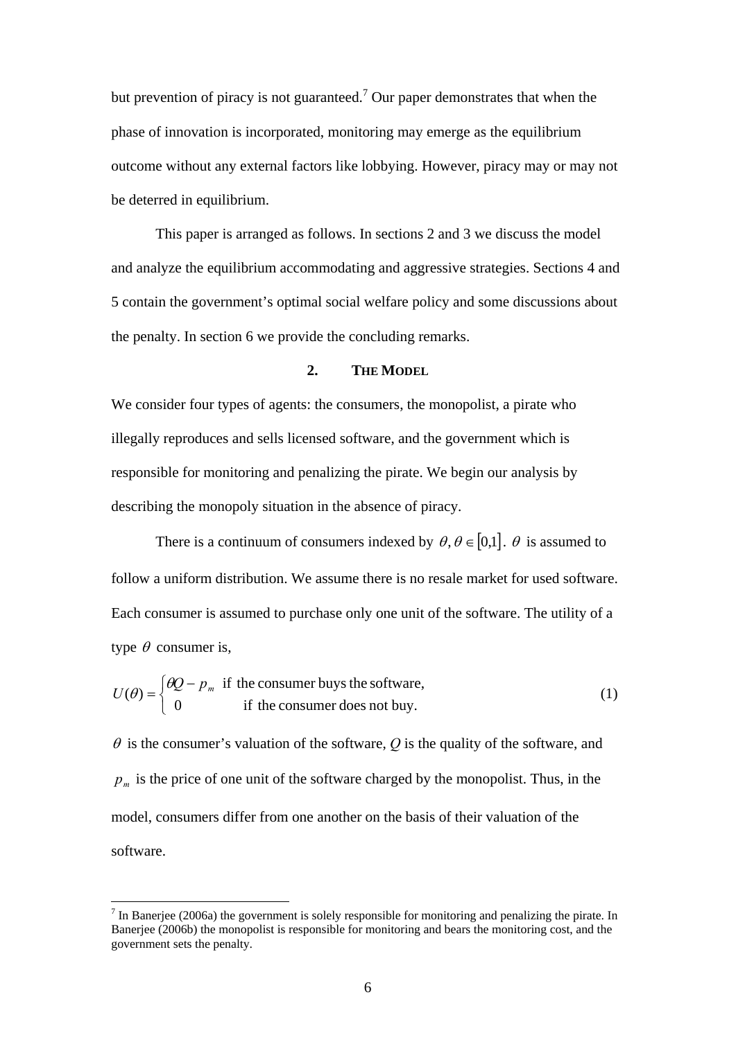but prevention of piracy is not guaranteed.[7] Our paper demonstrates that when the phase of innovation is incorporated, monitoring may emerge as the equilibrium outcome without any external factors like lobbying. However, piracy may or may not be deterred in equilibrium.

This paper is arranged as follows. In sections 2 and 3 we discuss the model and analyze the equilibrium accommodating and aggressive strategies. Sections 4 and 5 contain the government's optimal social welfare policy and some discussions about the penalty. In section 6 we provide the concluding remarks.

## 2. THE MODEL

We consider four types of agents: the consumers, the monopolist, a pirate who illegally reproduces and sells licensed software, and the government which is responsible for monitoring and penalizing the pirate. We begin our analysis by describing the monopoly situation in the absence of piracy.

There is a continuum of consumers indexed by $\theta, \theta \in [0,1]$. $\theta$ is assumed to follow a uniform distribution. We assume there is no resale market for used software. Each consumer is assumed to purchase only one unit of the software. The utility of a type $\theta$ consumer is,

$$U(\theta) = \begin{cases} \theta Q - p_m & \text{if the consumer buys the software,} \\ 0 & \text{if the consumer does not buy.} \end{cases} \tag{1}$$

$\theta$ is the consumer's valuation of the software, $Q$ is the quality of the software, and $p_m$ is the price of one unit of the software charged by the monopolist. Thus, in the model, consumers differ from one another on the basis of their valuation of the software.

---

[7] In Banerjee (2006a) the government is solely responsible for monitoring and penalizing the pirate. In Banerjee (2006b) the monopolist is responsible for monitoring and bears the monitoring cost, and the government sets the penalty.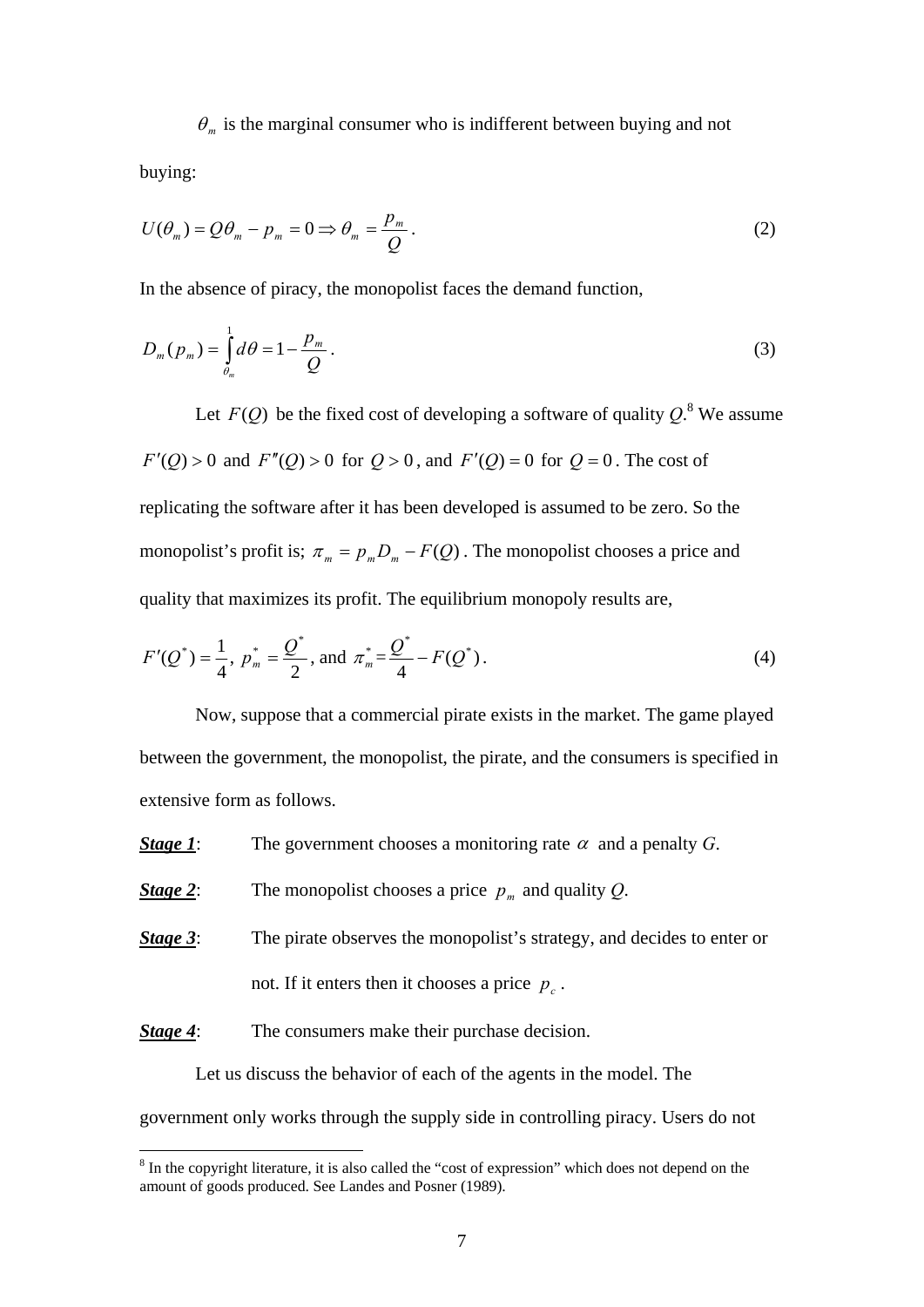$\theta_m$ is the marginal consumer who is indifferent between buying and not buying:

$$U(\theta_m) = Q\theta_m - p_m = 0 \Rightarrow \theta_m = \frac{p_m}{Q}. \tag{2}$$

In the absence of piracy, the monopolist faces the demand function,

$$D_m(p_m) = \int_{\theta_m}^{1} d\theta = 1 - \frac{p_m}{Q}. \tag{3}$$

Let $F(Q)$ be the fixed cost of developing a software of quality $Q$.[8] We assume $F'(Q) > 0$ and $F''(Q) > 0$ for $Q > 0$, and $F'(Q) = 0$ for $Q = 0$. The cost of replicating the software after it has been developed is assumed to be zero. So the monopolist's profit is; $\pi_m = p_m D_m - F(Q)$. The monopolist chooses a price and quality that maximizes its profit. The equilibrium monopoly results are,

$$F'(Q^*) = \frac{1}{4},\ p_m^* = \frac{Q^*}{2},\ \text{and}\ \pi_m^* = \frac{Q^*}{4} - F(Q^*). \tag{4}$$

Now, suppose that a commercial pirate exists in the market. The game played between the government, the monopolist, the pirate, and the consumers is specified in extensive form as follows.

***Stage 1***: The government chooses a monitoring rate $\alpha$ and a penalty $G$.

***Stage 2***: The monopolist chooses a price $p_m$ and quality $Q$.

***Stage 3***: The pirate observes the monopolist's strategy, and decides to enter or not. If it enters then it chooses a price $p_c$.

***Stage 4***: The consumers make their purchase decision.

Let us discuss the behavior of each of the agents in the model. The government only works through the supply side in controlling piracy. Users do not

[8] In the copyright literature, it is also called the "cost of expression" which does not depend on the amount of goods produced. See Landes and Posner (1989).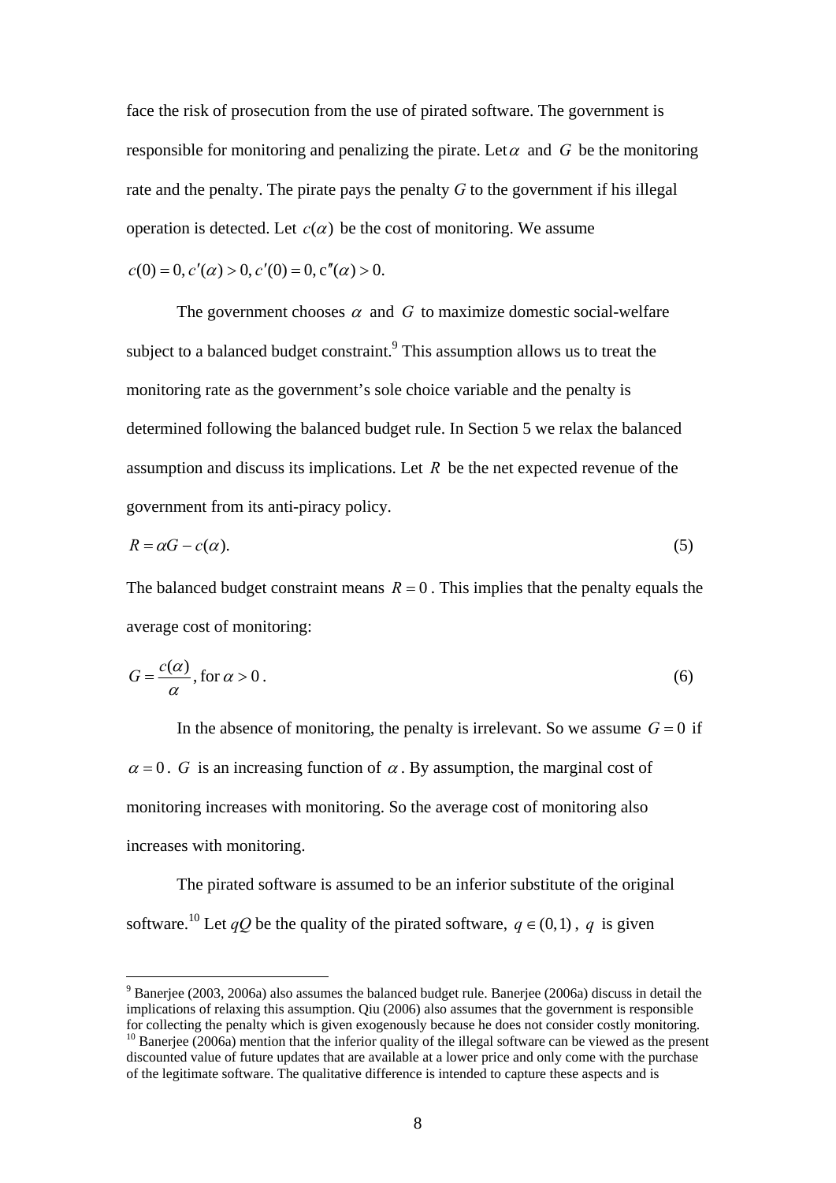face the risk of prosecution from the use of pirated software. The government is responsible for monitoring and penalizing the pirate. Let $\alpha$ and $G$ be the monitoring rate and the penalty. The pirate pays the penalty $G$ to the government if his illegal operation is detected. Let $c(\alpha)$ be the cost of monitoring. We assume

$c(0) = 0, c'(\alpha) > 0, c'(0) = 0, c''(\alpha) > 0.$

The government chooses $\alpha$ and $G$ to maximize domestic social-welfare subject to a balanced budget constraint.[9] This assumption allows us to treat the monitoring rate as the government's sole choice variable and the penalty is determined following the balanced budget rule. In Section 5 we relax the balanced assumption and discuss its implications. Let $R$ be the net expected revenue of the government from its anti-piracy policy.

$$R = \alpha G - c(\alpha). \tag{5}$$

The balanced budget constraint means $R = 0$. This implies that the penalty equals the average cost of monitoring:

$$G = \frac{c(\alpha)}{\alpha}, \text{ for } \alpha > 0. \tag{6}$$

In the absence of monitoring, the penalty is irrelevant. So we assume $G = 0$ if $\alpha = 0$. $G$ is an increasing function of $\alpha$. By assumption, the marginal cost of monitoring increases with monitoring. So the average cost of monitoring also increases with monitoring.

The pirated software is assumed to be an inferior substitute of the original software.[10] Let $qQ$ be the quality of the pirated software, $q \in (0,1)$, $q$ is given

---

[9] Banerjee (2003, 2006a) also assumes the balanced budget rule. Banerjee (2006a) discuss in detail the implications of relaxing this assumption. Qiu (2006) also assumes that the government is responsible for collecting the penalty which is given exogenously because he does not consider costly monitoring.

[10] Banerjee (2006a) mention that the inferior quality of the illegal software can be viewed as the present discounted value of future updates that are available at a lower price and only come with the purchase of the legitimate software. The qualitative difference is intended to capture these aspects and is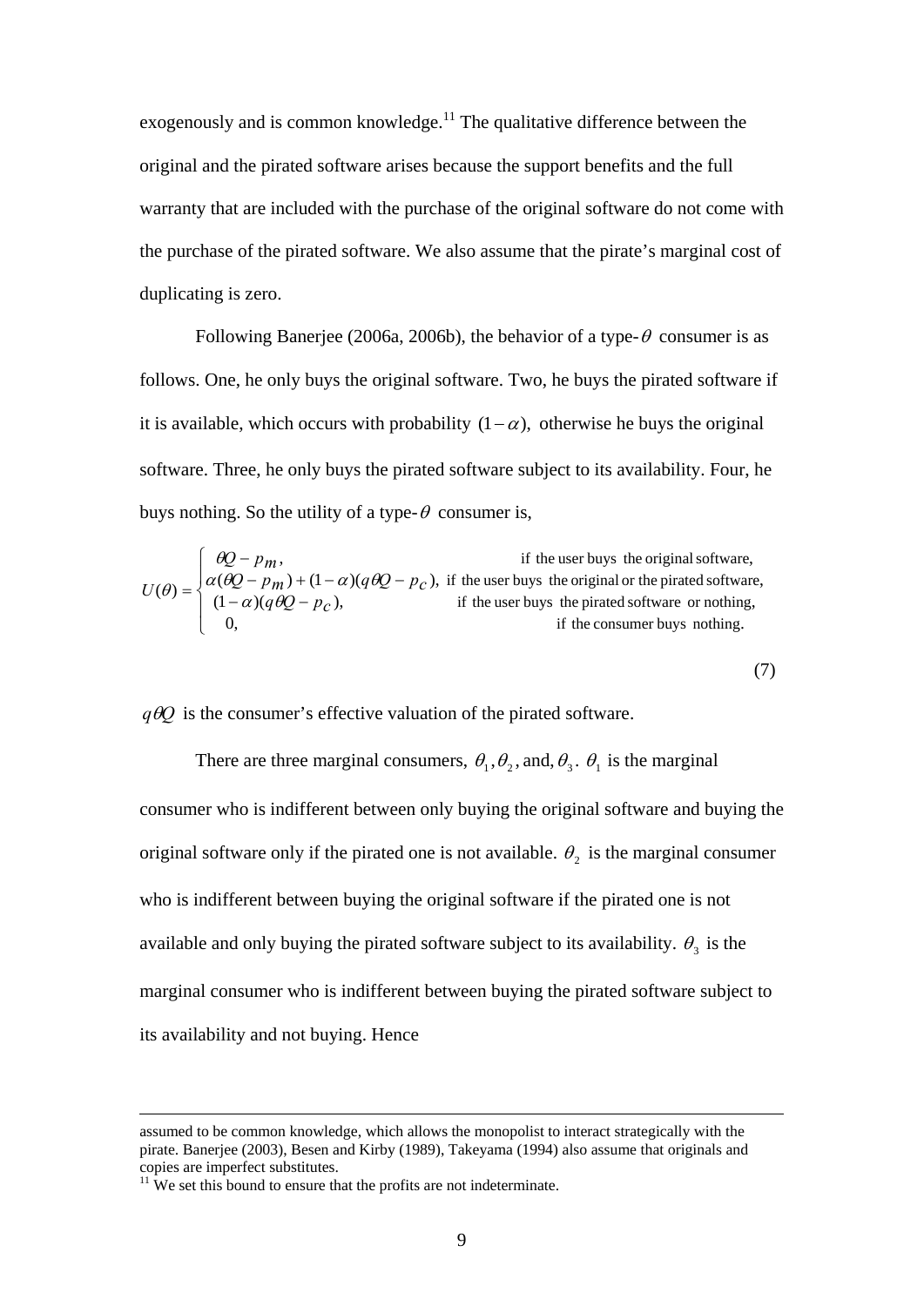exogenously and is common knowledge.[11] The qualitative difference between the original and the pirated software arises because the support benefits and the full warranty that are included with the purchase of the original software do not come with the purchase of the pirated software. We also assume that the pirate's marginal cost of duplicating is zero.

Following Banerjee (2006a, 2006b), the behavior of a type-$\theta$ consumer is as follows. One, he only buys the original software. Two, he buys the pirated software if it is available, which occurs with probability $(1-\alpha)$, otherwise he buys the original software. Three, he only buys the pirated software subject to its availability. Four, he buys nothing. So the utility of a type-$\theta$ consumer is,

$$U(\theta) = \begin{cases} \theta Q - p_m, & \text{if the user buys the original software,} \\ \alpha(\theta Q - p_m) + (1-\alpha)(q\theta Q - p_c), & \text{if the user buys the original or the pirated software,} \\ (1-\alpha)(q\theta Q - p_c), & \text{if the user buys the pirated software or nothing,} \\ 0, & \text{if the consumer buys nothing.} \end{cases} \tag{7}$$

$q\theta Q$ is the consumer's effective valuation of the pirated software.

There are three marginal consumers, $\theta_1, \theta_2$, and, $\theta_3$. $\theta_1$ is the marginal consumer who is indifferent between only buying the original software and buying the original software only if the pirated one is not available. $\theta_2$ is the marginal consumer who is indifferent between buying the original software if the pirated one is not available and only buying the pirated software subject to its availability. $\theta_3$ is the marginal consumer who is indifferent between buying the pirated software subject to its availability and not buying. Hence

---

assumed to be common knowledge, which allows the monopolist to interact strategically with the pirate. Banerjee (2003), Besen and Kirby (1989), Takeyama (1994) also assume that originals and copies are imperfect substitutes.

[11] We set this bound to ensure that the profits are not indeterminate.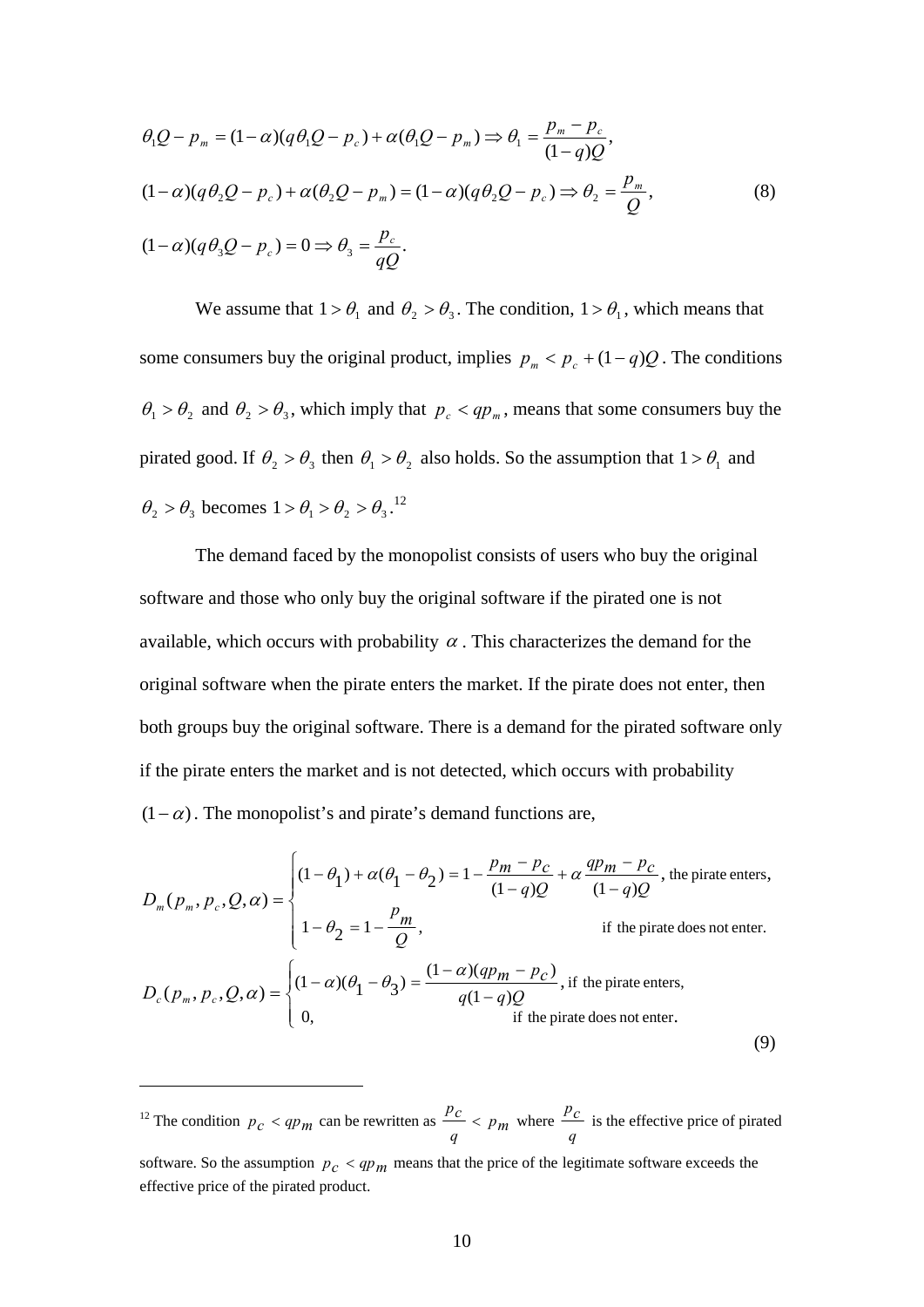$$\theta_1 Q - p_m = (1-\alpha)(q\theta_1 Q - p_c) + \alpha(\theta_1 Q - p_m) \Rightarrow \theta_1 = \frac{p_m - p_c}{(1-q)Q},$$

$$(1-\alpha)(q\theta_2 Q - p_c) + \alpha(\theta_2 Q - p_m) = (1-\alpha)(q\theta_2 Q - p_c) \Rightarrow \theta_2 = \frac{p_m}{Q}, \tag{8}$$

$$(1-\alpha)(q\theta_3 Q - p_c) = 0 \Rightarrow \theta_3 = \frac{p_c}{qQ}.$$

We assume that $1 > \theta_1$ and $\theta_2 > \theta_3$. The condition, $1 > \theta_1$, which means that some consumers buy the original product, implies $p_m < p_c + (1-q)Q$. The conditions $\theta_1 > \theta_2$ and $\theta_2 > \theta_3$, which imply that $p_c < qp_m$, means that some consumers buy the pirated good. If $\theta_2 > \theta_3$ then $\theta_1 > \theta_2$ also holds. So the assumption that $1 > \theta_1$ and $\theta_2 > \theta_3$ becomes $1 > \theta_1 > \theta_2 > \theta_3$.[12]

The demand faced by the monopolist consists of users who buy the original software and those who only buy the original software if the pirated one is not available, which occurs with probability $\alpha$. This characterizes the demand for the original software when the pirate enters the market. If the pirate does not enter, then both groups buy the original software. There is a demand for the pirated software only if the pirate enters the market and is not detected, which occurs with probability $(1-\alpha)$. The monopolist's and pirate's demand functions are,

$$D_m(p_m, p_c, Q, \alpha) = \begin{cases} (1-\theta_1) + \alpha(\theta_1 - \theta_2) = 1 - \dfrac{p_m - p_c}{(1-q)Q} + \alpha \dfrac{qp_m - p_c}{(1-q)Q}, & \text{the pirate enters,} \\ 1 - \theta_2 = 1 - \dfrac{p_m}{Q}, & \text{if the pirate does not enter.} \end{cases}$$

$$D_c(p_m, p_c, Q, \alpha) = \begin{cases} (1-\alpha)(\theta_1 - \theta_3) = \dfrac{(1-\alpha)(qp_m - p_c)}{q(1-q)Q}, & \text{if the pirate enters,} \\ 0, & \text{if the pirate does not enter.} \end{cases} \tag{9}$$

---

[12] The condition $p_c < qp_m$ can be rewritten as $\dfrac{p_c}{q} < p_m$ where $\dfrac{p_c}{q}$ is the effective price of pirated software. So the assumption $p_c < qp_m$ means that the price of the legitimate software exceeds the effective price of the pirated product.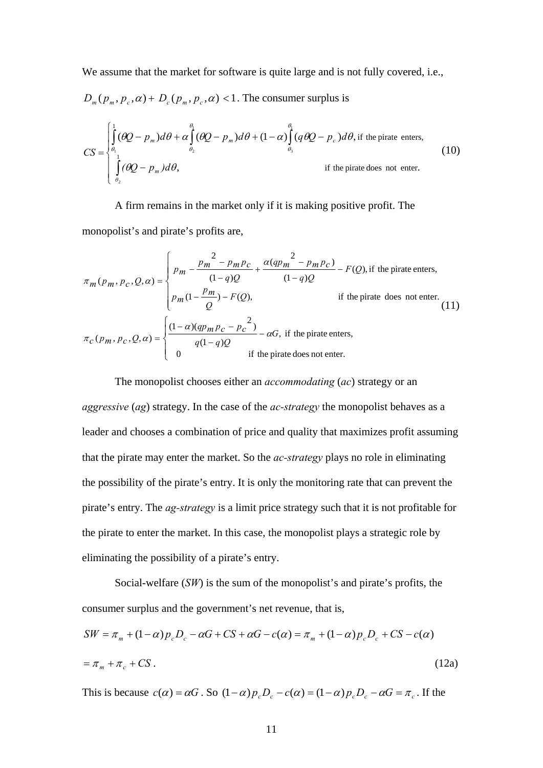We assume that the market for software is quite large and is not fully covered, i.e., $D_m(p_m, p_c, \alpha) + D_c(p_m, p_c, \alpha) < 1$. The consumer surplus is

$$CS = \begin{cases} \int_{\theta_1}^{1} (\theta Q - p_m) d\theta + \alpha \int_{\theta_2}^{\theta_1} (\theta Q - p_m) d\theta + (1-\alpha) \int_{\theta_3}^{\theta_1} (q\theta Q - p_c) d\theta, & \text{if the pirate enters,} \\ \int_{\theta_2}^{1} (\theta Q - p_m) d\theta, & \text{if the pirate does not enter.} \end{cases} \tag{10}$$

A firm remains in the market only if it is making positive profit. The monopolist's and pirate's profits are,

$$\pi_m(p_m, p_c, Q, \alpha) = \begin{cases} p_m - \dfrac{p_m^2 - p_m p_c}{(1-q)Q} + \dfrac{\alpha(qp_m^2 - p_m p_c)}{(1-q)Q} - F(Q), & \text{if the pirate enters,} \\ p_m(1 - \dfrac{p_m}{Q}) - F(Q), & \text{if the pirate does not enter.} \end{cases}$$

$$\pi_c(p_m, p_c, Q, \alpha) = \begin{cases} \dfrac{(1-\alpha)(qp_m p_c - p_c^2)}{q(1-q)Q} - \alpha G, & \text{if the pirate enters,} \\ 0 & \text{if the pirate does not enter.} \end{cases} \tag{11}$$

The monopolist chooses either an *accommodating* (*ac*) strategy or an *aggressive* (*ag*) strategy. In the case of the *ac-strategy* the monopolist behaves as a leader and chooses a combination of price and quality that maximizes profit assuming that the pirate may enter the market. So the *ac-strategy* plays no role in eliminating the possibility of the pirate's entry. It is only the monitoring rate that can prevent the pirate's entry. The *ag-strategy* is a limit price strategy such that it is not profitable for the pirate to enter the market. In this case, the monopolist plays a strategic role by eliminating the possibility of a pirate's entry.

Social-welfare (*SW*) is the sum of the monopolist's and pirate's profits, the consumer surplus and the government's net revenue, that is,

$$SW = \pi_m + (1-\alpha) p_c D_c - \alpha G + CS + \alpha G - c(\alpha) = \pi_m + (1-\alpha) p_c D_c + CS - c(\alpha)$$

$$= \pi_m + \pi_c + CS. \tag{12a}$$

This is because $c(\alpha) = \alpha G$. So $(1-\alpha) p_c D_c - c(\alpha) = (1-\alpha) p_c D_c - \alpha G = \pi_c$. If the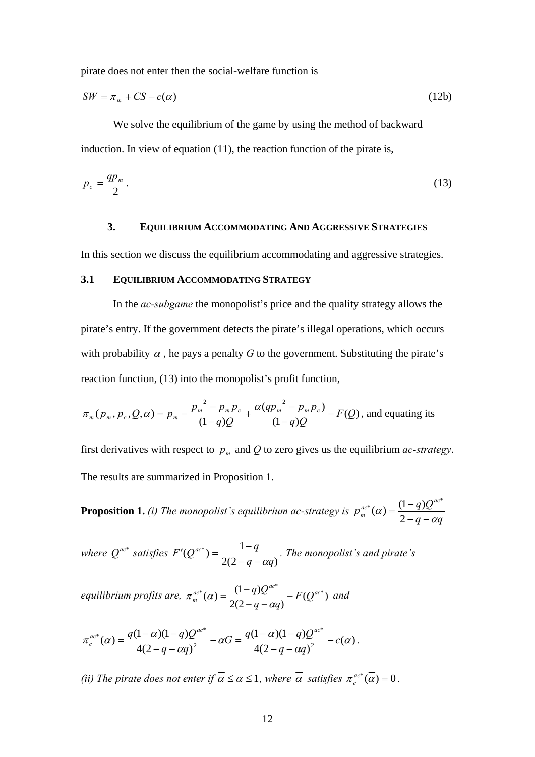pirate does not enter then the social-welfare function is

$$SW = \pi_m + CS - c(\alpha) \tag{12b}$$

We solve the equilibrium of the game by using the method of backward induction. In view of equation (11), the reaction function of the pirate is,

$$p_c = \frac{qp_m}{2}. \tag{13}$$

## 3. EQUILIBRIUM ACCOMMODATING AND AGGRESSIVE STRATEGIES

In this section we discuss the equilibrium accommodating and aggressive strategies.

### 3.1 EQUILIBRIUM ACCOMMODATING STRATEGY

In the *ac-subgame* the monopolist's price and the quality strategy allows the pirate's entry. If the government detects the pirate's illegal operations, which occurs with probability $\alpha$, he pays a penalty $G$ to the government. Substituting the pirate's reaction function, (13) into the monopolist's profit function,

$\pi_m(p_m, p_c, Q, \alpha) = p_m - \frac{p_m^{\ 2} - p_m p_c}{(1-q)Q} + \frac{\alpha(qp_m^{\ 2} - p_m p_c)}{(1-q)Q} - F(Q)$, and equating its first derivatives with respect to $p_m$ and $Q$ to zero gives us the equilibrium *ac-strategy*. The results are summarized in Proposition 1.

**Proposition 1.** *(i) The monopolist's equilibrium ac-strategy is* $p_m^{ac*}(\alpha) = \frac{(1-q)Q^{ac*}}{2-q-\alpha q}$ *where* $Q^{ac*}$ *satisfies* $F'(Q^{ac*}) = \frac{1-q}{2(2-q-\alpha q)}$. *The monopolist's and pirate's equilibrium profits are,* $\pi_m^{ac*}(\alpha) = \frac{(1-q)Q^{ac*}}{2(2-q-\alpha q)} - F(Q^{ac*})$ *and*

$$\pi_c^{ac*}(\alpha) = \frac{q(1-\alpha)(1-q)Q^{ac*}}{4(2-q-\alpha q)^2} - \alpha G = \frac{q(1-\alpha)(1-q)Q^{ac*}}{4(2-q-\alpha q)^2} - c(\alpha).$$

*(ii) The pirate does not enter if* $\overline{\alpha} \le \alpha \le 1$, *where* $\overline{\alpha}$ *satisfies* $\pi_c^{ac*}(\overline{\alpha}) = 0$.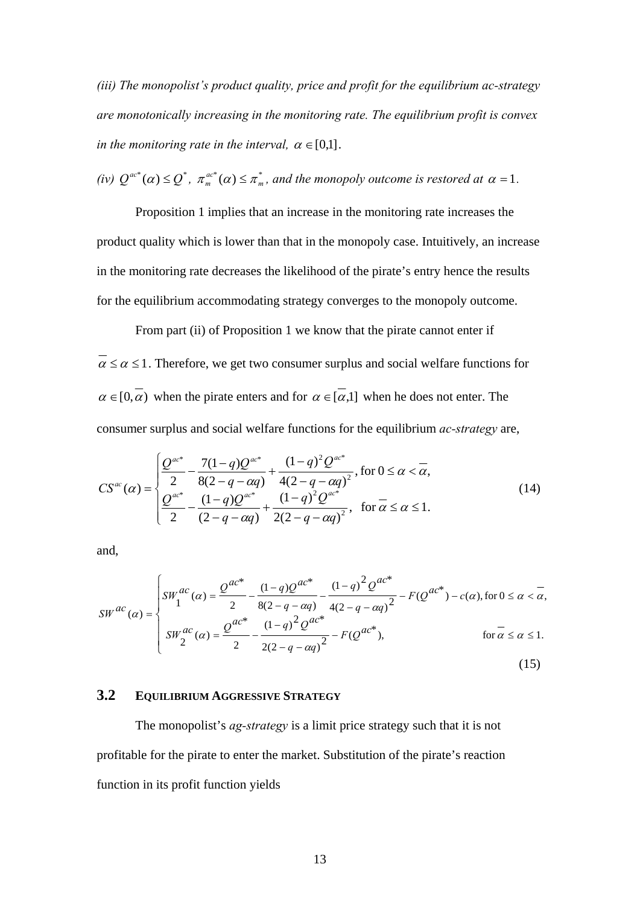*(iii) The monopolist's product quality, price and profit for the equilibrium ac-strategy are monotonically increasing in the monitoring rate. The equilibrium profit is convex in the monitoring rate in the interval, $\alpha \in [0,1]$.*

*(iv) $Q^{ac^*}(\alpha) \le Q^*$, $\pi_m^{ac^*}(\alpha) \le \pi_m^*$, and the monopoly outcome is restored at $\alpha = 1$.*

Proposition 1 implies that an increase in the monitoring rate increases the product quality which is lower than that in the monopoly case. Intuitively, an increase in the monitoring rate decreases the likelihood of the pirate's entry hence the results for the equilibrium accommodating strategy converges to the monopoly outcome.

From part (ii) of Proposition 1 we know that the pirate cannot enter if $\overline{\alpha} \le \alpha \le 1$. Therefore, we get two consumer surplus and social welfare functions for $\alpha \in [0, \overline{\alpha})$ when the pirate enters and for $\alpha \in [\overline{\alpha}, 1]$ when he does not enter. The consumer surplus and social welfare functions for the equilibrium *ac-strategy* are,

$$CS^{ac}(\alpha) = \begin{cases} \dfrac{Q^{ac^*}}{2} - \dfrac{7(1-q)Q^{ac^*}}{8(2-q-\alpha q)} + \dfrac{(1-q)^2 Q^{ac^*}}{4(2-q-\alpha q)^2}, \text{for } 0 \le \alpha < \overline{\alpha}, \\ \dfrac{Q^{ac^*}}{2} - \dfrac{(1-q)Q^{ac^*}}{(2-q-\alpha q)} + \dfrac{(1-q)^2 Q^{ac^*}}{2(2-q-\alpha q)^2}, \quad \text{for } \overline{\alpha} \le \alpha \le 1. \end{cases} \tag{14}$$

and,

$$SW^{ac}(\alpha) = \begin{cases} SW_1^{ac}(\alpha) = \dfrac{Q^{ac^*}}{2} - \dfrac{(1-q)Q^{ac^*}}{8(2-q-\alpha q)} - \dfrac{(1-q)^2 Q^{ac^*}}{4(2-q-\alpha q)^2} - F(Q^{ac^*}) - c(\alpha), \text{for } 0 \le \alpha < \overline{\alpha}, \\ SW_2^{ac}(\alpha) = \dfrac{Q^{ac^*}}{2} - \dfrac{(1-q)^2 Q^{ac^*}}{2(2-q-\alpha q)^2} - F(Q^{ac^*}), \qquad\qquad \text{for } \overline{\alpha} \le \alpha \le 1. \end{cases} \tag{15}$$

### 3.2 EQUILIBRIUM AGGRESSIVE STRATEGY

The monopolist's *ag-strategy* is a limit price strategy such that it is not profitable for the pirate to enter the market. Substitution of the pirate's reaction function in its profit function yields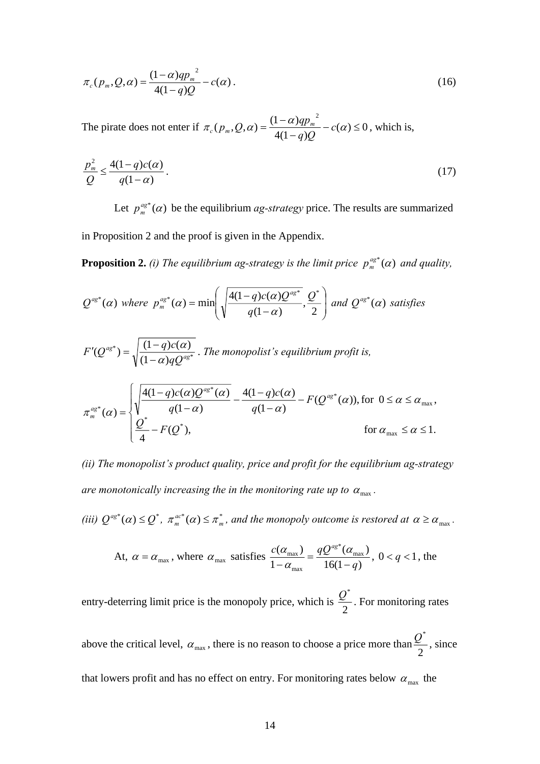$$\pi_c(p_m, Q, \alpha) = \frac{(1-\alpha)q{p_m}^2}{4(1-q)Q} - c(\alpha). \tag{16}$$

The pirate does not enter if $\pi_c(p_m, Q, \alpha) = \frac{(1-\alpha)q{p_m}^2}{4(1-q)Q} - c(\alpha) \le 0$, which is,

$$\frac{p_m^2}{Q} \le \frac{4(1-q)c(\alpha)}{q(1-\alpha)}. \tag{17}$$

Let $p_m^{ag^*}(\alpha)$ be the equilibrium *ag-strategy* price. The results are summarized in Proposition 2 and the proof is given in the Appendix.

**Proposition 2.** *(i) The equilibrium ag-strategy is the limit price* $p_m^{ag^*}(\alpha)$ *and quality,* $Q^{ag^*}(\alpha)$ *where* $p_m^{ag^*}(\alpha) = \min\left(\sqrt{\frac{4(1-q)c(\alpha)Q^{ag^*}}{q(1-\alpha)}}, \frac{Q^*}{2}\right)$ *and* $Q^{ag^*}(\alpha)$ *satisfies* $F'(Q^{ag^*}) = \sqrt{\frac{(1-q)c(\alpha)}{(1-\alpha)qQ^{ag^*}}}$. *The monopolist's equilibrium profit is,*

$$\pi_m^{ag^*}(\alpha) = \begin{cases} \sqrt{\frac{4(1-q)c(\alpha)Q^{ag^*}(\alpha)}{q(1-\alpha)}} - \frac{4(1-q)c(\alpha)}{q(1-\alpha)} - F(Q^{ag^*}(\alpha)), & \text{for } 0 \le \alpha \le \alpha_{\max}, \\ \frac{Q^*}{4} - F(Q^*), & \text{for } \alpha_{\max} \le \alpha \le 1. \end{cases}$$

*(ii) The monopolist's product quality, price and profit for the equilibrium ag-strategy are monotonically increasing the in the monitoring rate up to* $\alpha_{\max}$.

*(iii)* $Q^{ag^*}(\alpha) \le Q^*$, $\pi_m^{ac^*}(\alpha) \le \pi_m^*$, *and the monopoly outcome is restored at* $\alpha \ge \alpha_{\max}$.

At, $\alpha = \alpha_{\max}$, where $\alpha_{\max}$ satisfies $\frac{c(\alpha_{\max})}{1-\alpha_{\max}} = \frac{qQ^{ag^*}(\alpha_{\max})}{16(1-q)}$, $0 < q < 1$, the entry-deterring limit price is the monopoly price, which is $\frac{Q^*}{2}$. For monitoring rates above the critical level, $\alpha_{\max}$, there is no reason to choose a price more than $\frac{Q^*}{2}$, since that lowers profit and has no effect on entry. For monitoring rates below $\alpha_{\max}$ the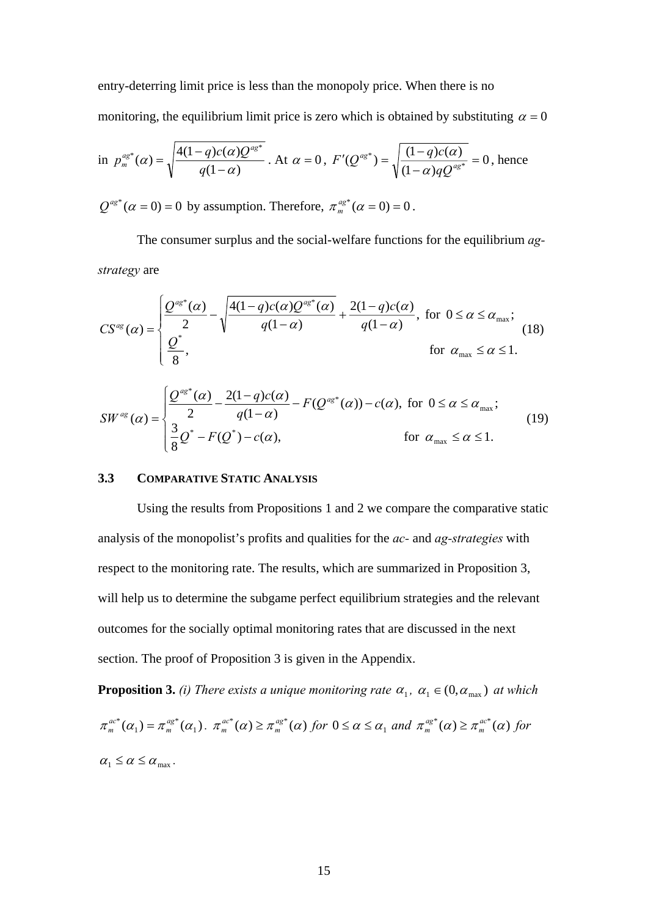entry-deterring limit price is less than the monopoly price. When there is no monitoring, the equilibrium limit price is zero which is obtained by substituting $\alpha = 0$ in $p_m^{ag*}(\alpha) = \sqrt{\dfrac{4(1-q)c(\alpha)Q^{ag*}}{q(1-\alpha)}}$. At $\alpha = 0$, $F'(Q^{ag*}) = \sqrt{\dfrac{(1-q)c(\alpha)}{(1-\alpha)qQ^{ag*}}} = 0$, hence $Q^{ag*}(\alpha = 0) = 0$ by assumption. Therefore, $\pi_m^{ag*}(\alpha = 0) = 0$.

The consumer surplus and the social-welfare functions for the equilibrium *ag-strategy* are

$$CS^{ag}(\alpha) = \begin{cases} \dfrac{Q^{ag*}(\alpha)}{2} - \sqrt{\dfrac{4(1-q)c(\alpha)Q^{ag*}(\alpha)}{q(1-\alpha)}} + \dfrac{2(1-q)c(\alpha)}{q(1-\alpha)}, & \text{for } 0 \le \alpha \le \alpha_{\max}; \\ \dfrac{Q^*}{8}, & \text{for } \alpha_{\max} \le \alpha \le 1. \end{cases} \tag{18}$$

$$SW^{ag}(\alpha) = \begin{cases} \dfrac{Q^{ag*}(\alpha)}{2} - \dfrac{2(1-q)c(\alpha)}{q(1-\alpha)} - F(Q^{ag*}(\alpha)) - c(\alpha), & \text{for } 0 \le \alpha \le \alpha_{\max}; \\ \dfrac{3}{8}Q^* - F(Q^*) - c(\alpha), & \text{for } \alpha_{\max} \le \alpha \le 1. \end{cases} \tag{19}$$

### 3.3 COMPARATIVE STATIC ANALYSIS

Using the results from Propositions 1 and 2 we compare the comparative static analysis of the monopolist's profits and qualities for the *ac-* and *ag-strategies* with respect to the monitoring rate. The results, which are summarized in Proposition 3, will help us to determine the subgame perfect equilibrium strategies and the relevant outcomes for the socially optimal monitoring rates that are discussed in the next section. The proof of Proposition 3 is given in the Appendix.

**Proposition 3.** *(i) There exists a unique monitoring rate* $\alpha_1$*,* $\alpha_1 \in (0, \alpha_{\max})$ *at which* $\pi_m^{ac*}(\alpha_1) = \pi_m^{ag*}(\alpha_1)$. $\pi_m^{ac*}(\alpha) \ge \pi_m^{ag*}(\alpha)$ *for* $0 \le \alpha \le \alpha_1$ *and* $\pi_m^{ag*}(\alpha) \ge \pi_m^{ac*}(\alpha)$ *for* $\alpha_1 \le \alpha \le \alpha_{\max}$.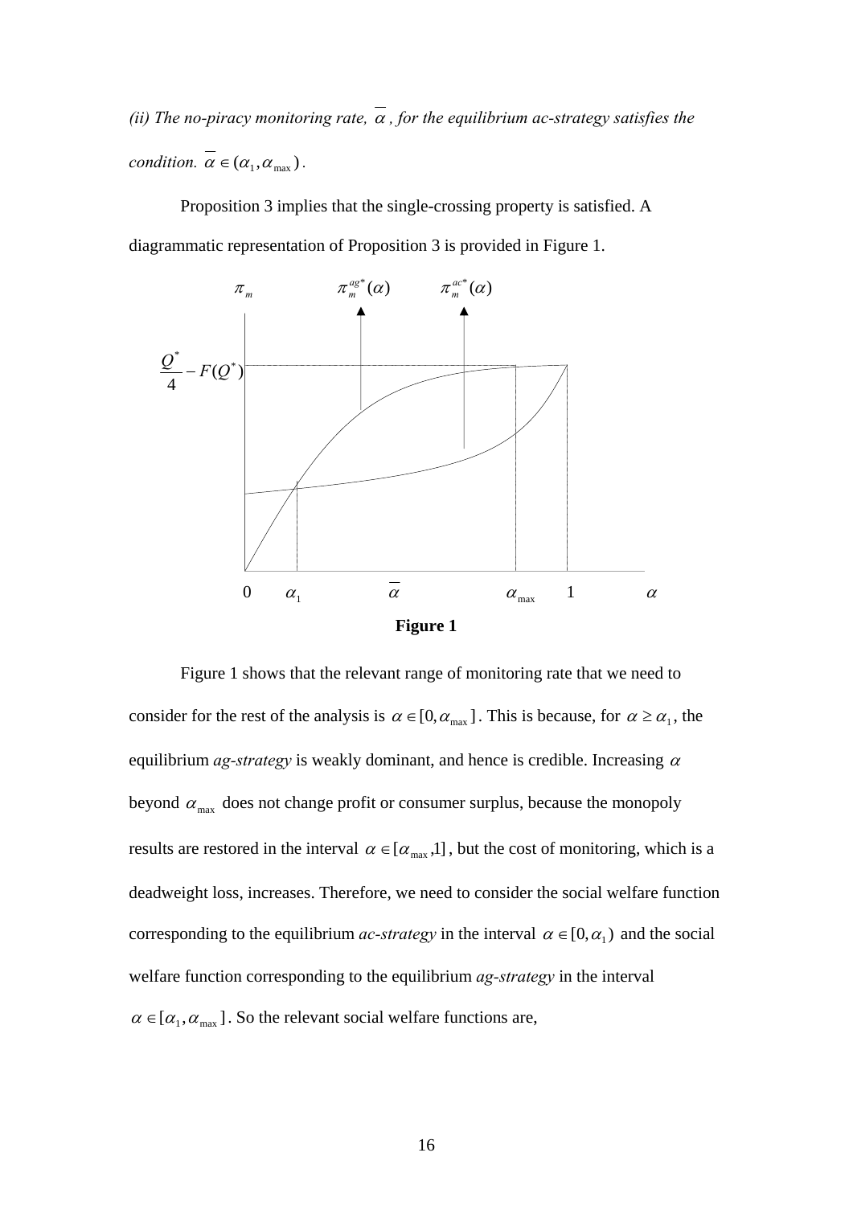*(ii) The no-piracy monitoring rate, $\overline{\alpha}$, for the equilibrium ac-strategy satisfies the condition.* $\overline{\alpha} \in (\alpha_1, \alpha_{\max})$.

Proposition 3 implies that the single-crossing property is satisfied. A diagrammatic representation of Proposition 3 is provided in Figure 1.

**Figure 1**

Figure 1 shows that the relevant range of monitoring rate that we need to consider for the rest of the analysis is $\alpha \in [0, \alpha_{\max}]$. This is because, for $\alpha \geq \alpha_1$, the equilibrium *ag-strategy* is weakly dominant, and hence is credible. Increasing $\alpha$ beyond $\alpha_{\max}$ does not change profit or consumer surplus, because the monopoly results are restored in the interval $\alpha \in [\alpha_{\max}, 1]$, but the cost of monitoring, which is a deadweight loss, increases. Therefore, we need to consider the social welfare function corresponding to the equilibrium *ac-strategy* in the interval $\alpha \in [0, \alpha_1)$ and the social welfare function corresponding to the equilibrium *ag-strategy* in the interval $\alpha \in [\alpha_1, \alpha_{\max}]$. So the relevant social welfare functions are,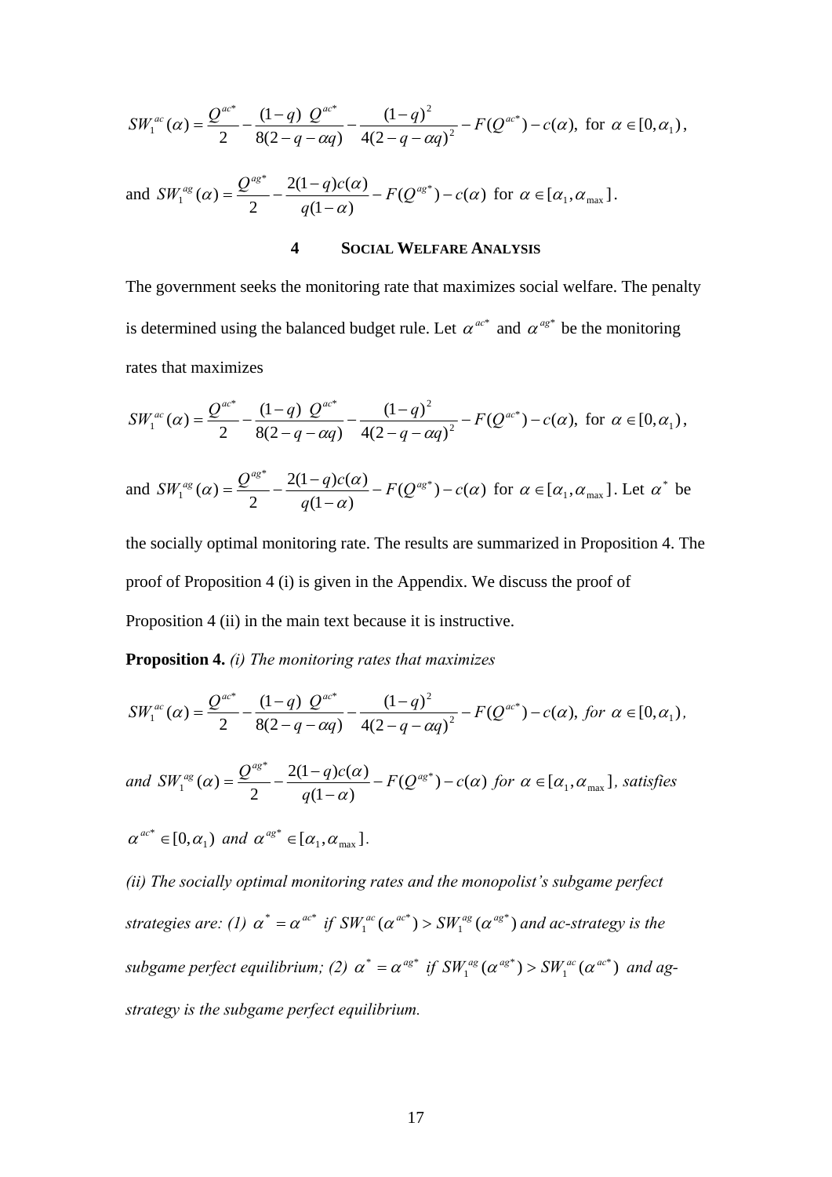$$SW_1^{ac}(\alpha) = \frac{Q^{ac*}}{2} - \frac{(1-q)\ Q^{ac*}}{8(2-q-\alpha q)} - \frac{(1-q)^2}{4(2-q-\alpha q)^2} - F(Q^{ac*}) - c(\alpha),\ \text{for}\ \alpha \in [0, \alpha_1),$$

and $SW_1^{ag}(\alpha) = \dfrac{Q^{ag*}}{2} - \dfrac{2(1-q)c(\alpha)}{q(1-\alpha)} - F(Q^{ag*}) - c(\alpha)$ for $\alpha \in [\alpha_1, \alpha_{\max}]$.

## 4 SOCIAL WELFARE ANALYSIS

The government seeks the monitoring rate that maximizes social welfare. The penalty is determined using the balanced budget rule. Let $\alpha^{ac*}$ and $\alpha^{ag*}$ be the monitoring rates that maximizes

$$SW_1^{ac}(\alpha) = \frac{Q^{ac*}}{2} - \frac{(1-q)\ Q^{ac*}}{8(2-q-\alpha q)} - \frac{(1-q)^2}{4(2-q-\alpha q)^2} - F(Q^{ac*}) - c(\alpha),\ \text{for}\ \alpha \in [0, \alpha_1),$$

and $SW_1^{ag}(\alpha) = \dfrac{Q^{ag*}}{2} - \dfrac{2(1-q)c(\alpha)}{q(1-\alpha)} - F(Q^{ag*}) - c(\alpha)$ for $\alpha \in [\alpha_1, \alpha_{\max}]$. Let $\alpha^*$ be the socially optimal monitoring rate. The results are summarized in Proposition 4. The proof of Proposition 4 (i) is given in the Appendix. We discuss the proof of Proposition 4 (ii) in the main text because it is instructive.

**Proposition 4.** *(i) The monitoring rates that maximizes*

$$SW_1^{ac}(\alpha) = \frac{Q^{ac*}}{2} - \frac{(1-q)\ Q^{ac*}}{8(2-q-\alpha q)} - \frac{(1-q)^2}{4(2-q-\alpha q)^2} - F(Q^{ac*}) - c(\alpha),\ \textit{for}\ \alpha \in [0, \alpha_1),$$

*and* $SW_1^{ag}(\alpha) = \dfrac{Q^{ag*}}{2} - \dfrac{2(1-q)c(\alpha)}{q(1-\alpha)} - F(Q^{ag*}) - c(\alpha)$ *for* $\alpha \in [\alpha_1, \alpha_{\max}]$*, satisfies* $\alpha^{ac*} \in [0, \alpha_1)$ *and* $\alpha^{ag*} \in [\alpha_1, \alpha_{\max}]$.

*(ii) The socially optimal monitoring rates and the monopolist's subgame perfect strategies are: (1)* $\alpha^* = \alpha^{ac*}$ *if* $SW_1^{ac}(\alpha^{ac*}) > SW_1^{ag}(\alpha^{ag*})$ *and ac-strategy is the subgame perfect equilibrium; (2)* $\alpha^* = \alpha^{ag*}$ *if* $SW_1^{ag}(\alpha^{ag*}) > SW_1^{ac}(\alpha^{ac*})$ *and ag-strategy is the subgame perfect equilibrium.*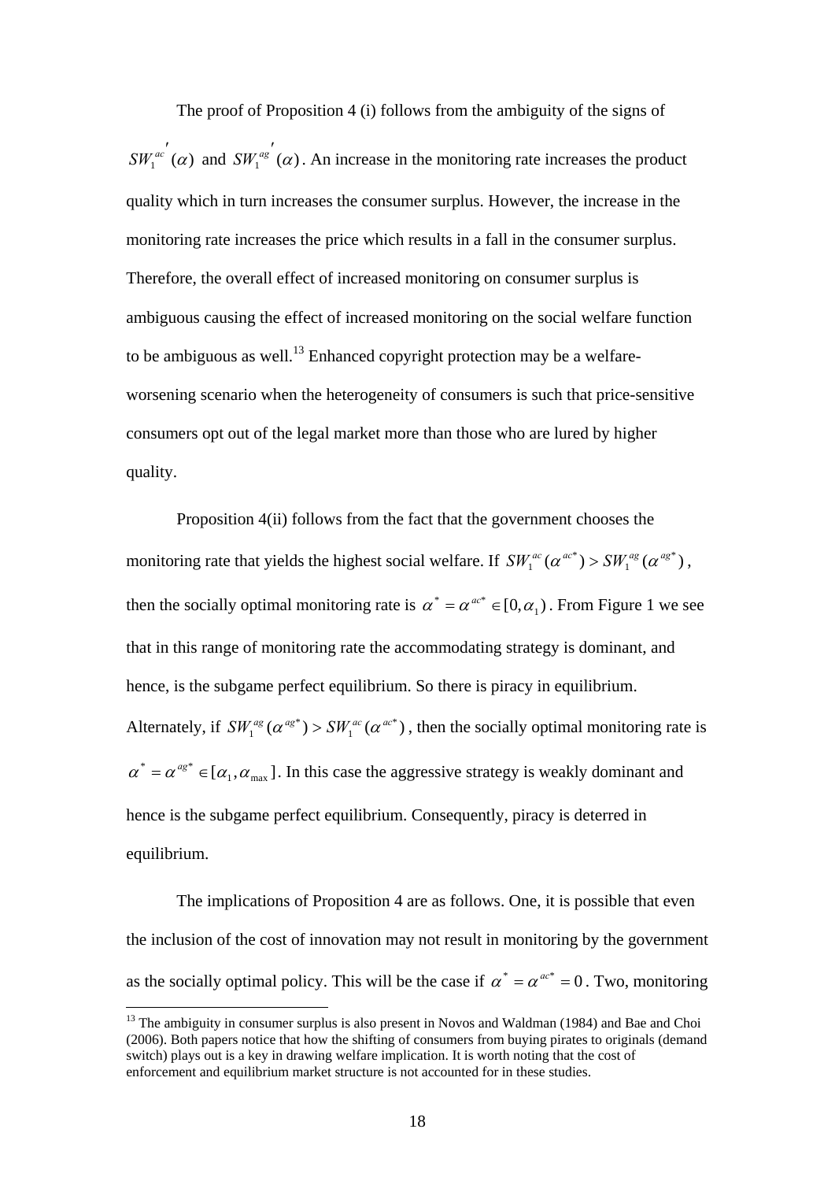The proof of Proposition 4 (i) follows from the ambiguity of the signs of $SW_1^{ac'}(\alpha)$ and $SW_1^{ag'}(\alpha)$. An increase in the monitoring rate increases the product quality which in turn increases the consumer surplus. However, the increase in the monitoring rate increases the price which results in a fall in the consumer surplus. Therefore, the overall effect of increased monitoring on consumer surplus is ambiguous causing the effect of increased monitoring on the social welfare function to be ambiguous as well.[13] Enhanced copyright protection may be a welfare-worsening scenario when the heterogeneity of consumers is such that price-sensitive consumers opt out of the legal market more than those who are lured by higher quality.

Proposition 4(ii) follows from the fact that the government chooses the monitoring rate that yields the highest social welfare. If $SW_1^{ac}(\alpha^{ac*}) > SW_1^{ag}(\alpha^{ag*})$, then the socially optimal monitoring rate is $\alpha^* = \alpha^{ac*} \in [0, \alpha_1)$. From Figure 1 we see that in this range of monitoring rate the accommodating strategy is dominant, and hence, is the subgame perfect equilibrium. So there is piracy in equilibrium. Alternately, if $SW_1^{ag}(\alpha^{ag*}) > SW_1^{ac}(\alpha^{ac*})$, then the socially optimal monitoring rate is $\alpha^* = \alpha^{ag*} \in [\alpha_1, \alpha_{\max}]$. In this case the aggressive strategy is weakly dominant and hence is the subgame perfect equilibrium. Consequently, piracy is deterred in equilibrium.

The implications of Proposition 4 are as follows. One, it is possible that even the inclusion of the cost of innovation may not result in monitoring by the government as the socially optimal policy. This will be the case if $\alpha^* = \alpha^{ac*} = 0$. Two, monitoring

---

[13] The ambiguity in consumer surplus is also present in Novos and Waldman (1984) and Bae and Choi (2006). Both papers notice that how the shifting of consumers from buying pirates to originals (demand switch) plays out is a key in drawing welfare implication. It is worth noting that the cost of enforcement and equilibrium market structure is not accounted for in these studies.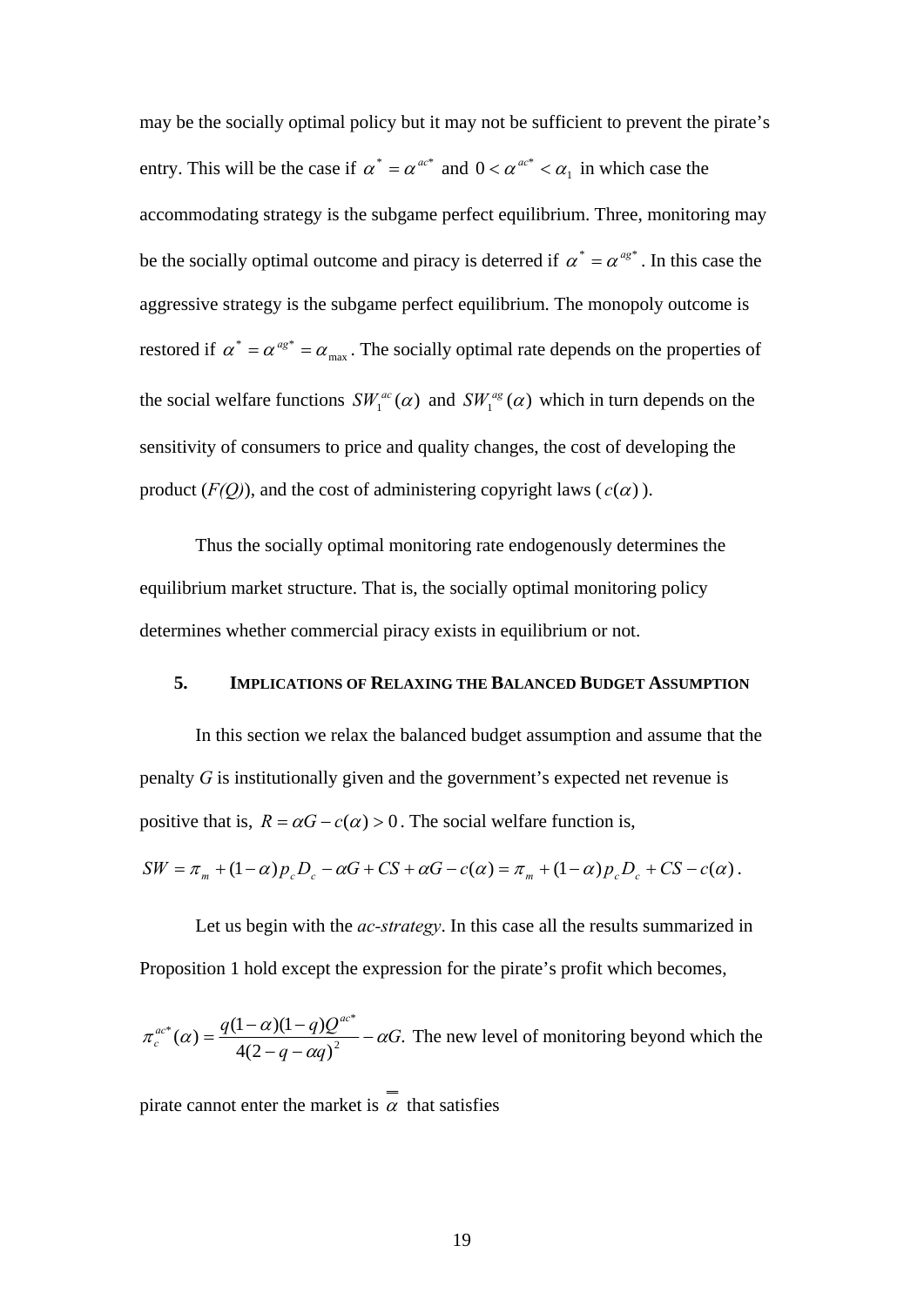may be the socially optimal policy but it may not be sufficient to prevent the pirate's entry. This will be the case if $\alpha^* = \alpha^{ac*}$ and $0 < \alpha^{ac*} < \alpha_1$ in which case the accommodating strategy is the subgame perfect equilibrium. Three, monitoring may be the socially optimal outcome and piracy is deterred if $\alpha^* = \alpha^{ag*}$. In this case the aggressive strategy is the subgame perfect equilibrium. The monopoly outcome is restored if $\alpha^* = \alpha^{ag*} = \alpha_{\max}$. The socially optimal rate depends on the properties of the social welfare functions $SW_1^{ac}(\alpha)$ and $SW_1^{ag}(\alpha)$ which in turn depends on the sensitivity of consumers to price and quality changes, the cost of developing the product (*F(Q)*), and the cost of administering copyright laws ($c(\alpha)$).

Thus the socially optimal monitoring rate endogenously determines the equilibrium market structure. That is, the socially optimal monitoring policy determines whether commercial piracy exists in equilibrium or not.

## 5. Implications of Relaxing the Balanced Budget Assumption

In this section we relax the balanced budget assumption and assume that the penalty *G* is institutionally given and the government's expected net revenue is positive that is, $R = \alpha G - c(\alpha) > 0$. The social welfare function is,

$$SW = \pi_m + (1-\alpha) p_c D_c - \alpha G + CS + \alpha G - c(\alpha) = \pi_m + (1-\alpha) p_c D_c + CS - c(\alpha).$$

Let us begin with the *ac-strategy*. In this case all the results summarized in Proposition 1 hold except the expression for the pirate's profit which becomes,

$\pi_c^{ac*}(\alpha) = \dfrac{q(1-\alpha)(1-q)Q^{ac*}}{4(2-q-\alpha q)^2} - \alpha G.$ The new level of monitoring beyond which the pirate cannot enter the market is $\overline{\overline{\alpha}}$ that satisfies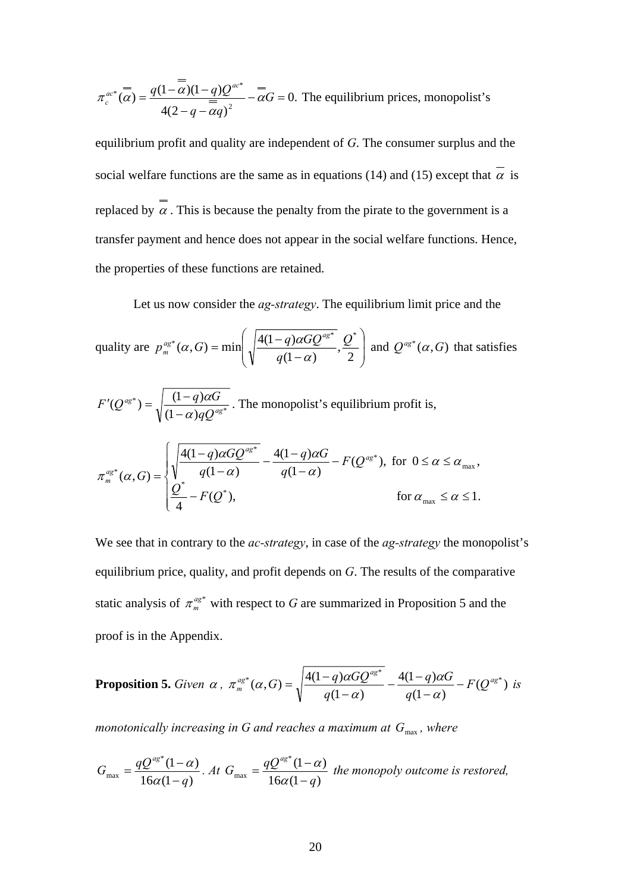$\pi_c^{ac*}(\overline{\overline{\alpha}}) = \dfrac{q(1-\overline{\overline{\alpha}})(1-q)Q^{ac*}}{4(2-q-\overline{\overline{\alpha}}q)^2} - \overline{\overline{\alpha}}G = 0.$ The equilibrium prices, monopolist's equilibrium profit and quality are independent of *G*. The consumer surplus and the social welfare functions are the same as in equations (14) and (15) except that $\overline{\alpha}$ is replaced by $\overline{\overline{\alpha}}$. This is because the penalty from the pirate to the government is a transfer payment and hence does not appear in the social welfare functions. Hence, the properties of these functions are retained.

Let us now consider the *ag-strategy*. The equilibrium limit price and the quality are $p_m^{ag*}(\alpha, G) = \min\left(\sqrt{\dfrac{4(1-q)\alpha G Q^{ag*}}{q(1-\alpha)}}, \dfrac{Q^*}{2}\right)$ and $Q^{ag*}(\alpha, G)$ that satisfies $F'(Q^{ag*}) = \sqrt{\dfrac{(1-q)\alpha G}{(1-\alpha)qQ^{ag*}}}$. The monopolist's equilibrium profit is,

$$
\pi_m^{ag*}(\alpha, G) = \begin{cases} \sqrt{\dfrac{4(1-q)\alpha G Q^{ag*}}{q(1-\alpha)}} - \dfrac{4(1-q)\alpha G}{q(1-\alpha)} - F(Q^{ag*}), & \text{for } 0 \le \alpha \le \alpha_{\max}, \\ \dfrac{Q^*}{4} - F(Q^*), & \text{for } \alpha_{\max} \le \alpha \le 1. \end{cases}
$$

We see that in contrary to the *ac-strategy*, in case of the *ag-strategy* the monopolist's equilibrium price, quality, and profit depends on *G*. The results of the comparative static analysis of $\pi_m^{ag*}$ with respect to *G* are summarized in Proposition 5 and the proof is in the Appendix.

**Proposition 5.** *Given* $\alpha$, $\pi_m^{ag*}(\alpha, G) = \sqrt{\dfrac{4(1-q)\alpha G Q^{ag*}}{q(1-\alpha)}} - \dfrac{4(1-q)\alpha G}{q(1-\alpha)} - F(Q^{ag*})$ *is monotonically increasing in G and reaches a maximum at* $G_{\max}$, *where* $G_{\max} = \dfrac{qQ^{ag*}(1-\alpha)}{16\alpha(1-q)}$. *At* $G_{\max} = \dfrac{qQ^{ag*}(1-\alpha)}{16\alpha(1-q)}$ *the monopoly outcome is restored,*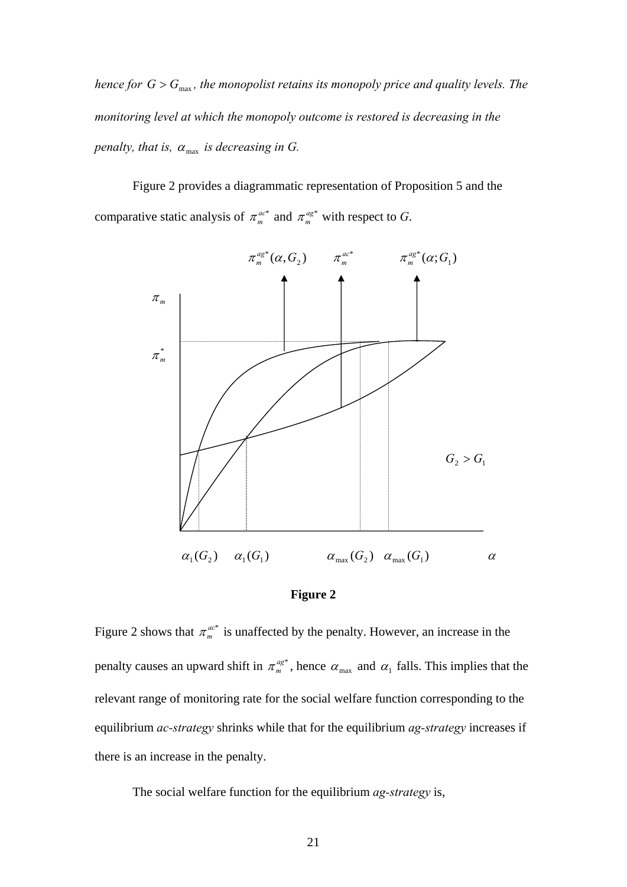*hence for $G > G_{\max}$, the monopolist retains its monopoly price and quality levels. The monitoring level at which the monopoly outcome is restored is decreasing in the penalty, that is, $\alpha_{\max}$ is decreasing in G.*

Figure 2 provides a diagrammatic representation of Proposition 5 and the comparative static analysis of $\pi_m^{ac*}$ and $\pi_m^{ag*}$ with respect to *G*.

**Figure 2**

Figure 2 shows that $\pi_m^{ac*}$ is unaffected by the penalty. However, an increase in the penalty causes an upward shift in $\pi_m^{ag*}$, hence $\alpha_{\max}$ and $\alpha_1$ falls. This implies that the relevant range of monitoring rate for the social welfare function corresponding to the equilibrium *ac-strategy* shrinks while that for the equilibrium *ag-strategy* increases if there is an increase in the penalty.

The social welfare function for the equilibrium *ag-strategy* is,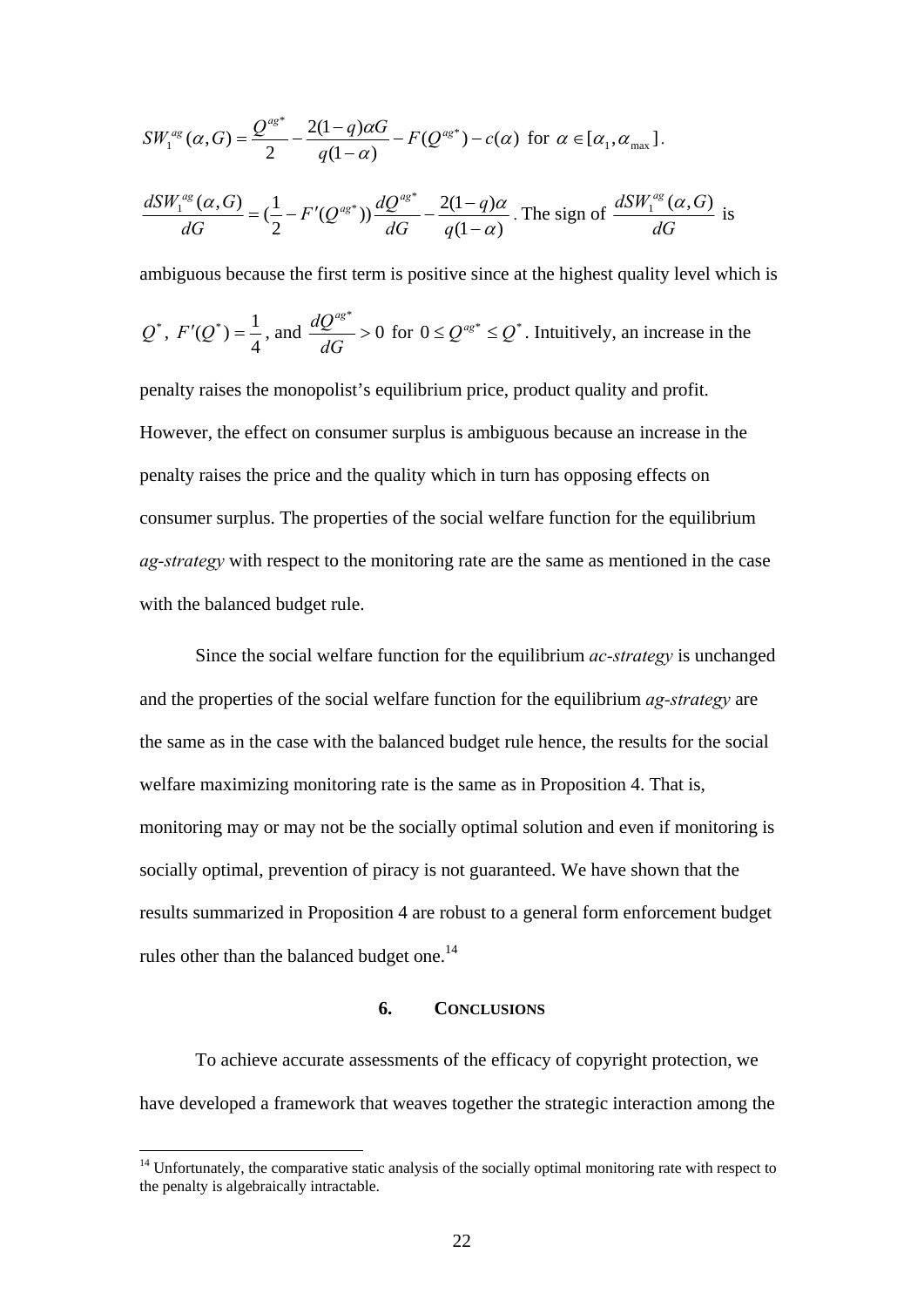$$SW_1^{ag}(\alpha, G) = \frac{Q^{ag*}}{2} - \frac{2(1-q)\alpha G}{q(1-\alpha)} - F(Q^{ag*}) - c(\alpha) \text{ for } \alpha \in [\alpha_1, \alpha_{\max}].$$

$\dfrac{dSW_1^{ag}(\alpha, G)}{dG} = (\dfrac{1}{2} - F'(Q^{ag*}))\dfrac{dQ^{ag*}}{dG} - \dfrac{2(1-q)\alpha}{q(1-\alpha)}$. The sign of $\dfrac{dSW_1^{ag}(\alpha, G)}{dG}$ is ambiguous because the first term is positive since at the highest quality level which is $Q^*$, $F'(Q^*) = \dfrac{1}{4}$, and $\dfrac{dQ^{ag*}}{dG} > 0$ for $0 \leq Q^{ag*} \leq Q^*$. Intuitively, an increase in the penalty raises the monopolist's equilibrium price, product quality and profit. However, the effect on consumer surplus is ambiguous because an increase in the penalty raises the price and the quality which in turn has opposing effects on consumer surplus. The properties of the social welfare function for the equilibrium *ag-strategy* with respect to the monitoring rate are the same as mentioned in the case with the balanced budget rule.

Since the social welfare function for the equilibrium *ac-strategy* is unchanged and the properties of the social welfare function for the equilibrium *ag-strategy* are the same as in the case with the balanced budget rule hence, the results for the social welfare maximizing monitoring rate is the same as in Proposition 4. That is, monitoring may or may not be the socially optimal solution and even if monitoring is socially optimal, prevention of piracy is not guaranteed. We have shown that the results summarized in Proposition 4 are robust to a general form enforcement budget rules other than the balanced budget one.[14]

## 6. CONCLUSIONS

To achieve accurate assessments of the efficacy of copyright protection, we have developed a framework that weaves together the strategic interaction among the

[14] Unfortunately, the comparative static analysis of the socially optimal monitoring rate with respect to the penalty is algebraically intractable.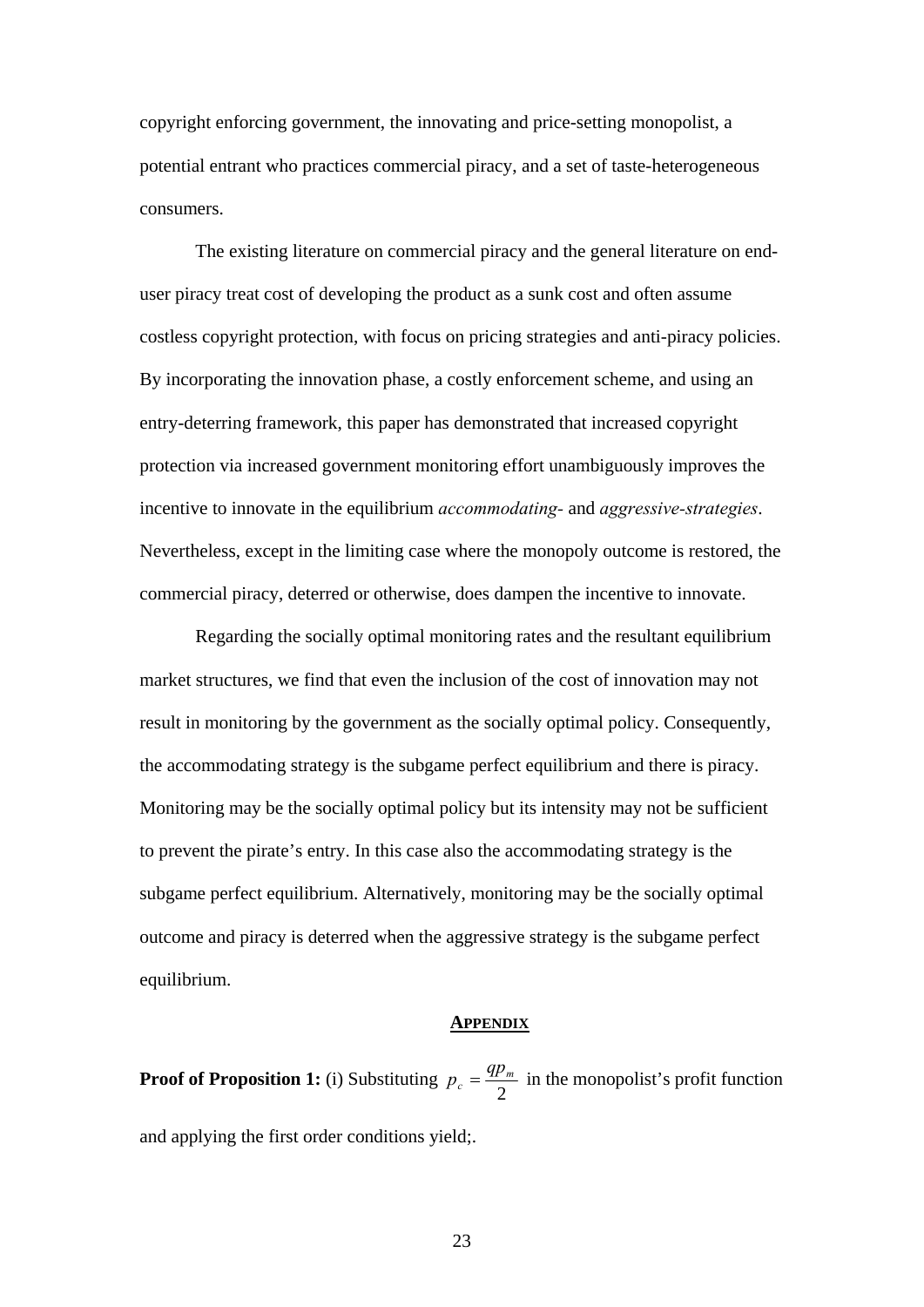copyright enforcing government, the innovating and price-setting monopolist, a potential entrant who practices commercial piracy, and a set of taste-heterogeneous consumers.

The existing literature on commercial piracy and the general literature on end-user piracy treat cost of developing the product as a sunk cost and often assume costless copyright protection, with focus on pricing strategies and anti-piracy policies. By incorporating the innovation phase, a costly enforcement scheme, and using an entry-deterring framework, this paper has demonstrated that increased copyright protection via increased government monitoring effort unambiguously improves the incentive to innovate in the equilibrium *accommodating-* and *aggressive-strategies*. Nevertheless, except in the limiting case where the monopoly outcome is restored, the commercial piracy, deterred or otherwise, does dampen the incentive to innovate.

Regarding the socially optimal monitoring rates and the resultant equilibrium market structures, we find that even the inclusion of the cost of innovation may not result in monitoring by the government as the socially optimal policy. Consequently, the accommodating strategy is the subgame perfect equilibrium and there is piracy. Monitoring may be the socially optimal policy but its intensity may not be sufficient to prevent the pirate's entry. In this case also the accommodating strategy is the subgame perfect equilibrium. Alternatively, monitoring may be the socially optimal outcome and piracy is deterred when the aggressive strategy is the subgame perfect equilibrium.

## APPENDIX

**Proof of Proposition 1:** (i) Substituting $p_c = \frac{qp_m}{2}$ in the monopolist's profit function and applying the first order conditions yield;.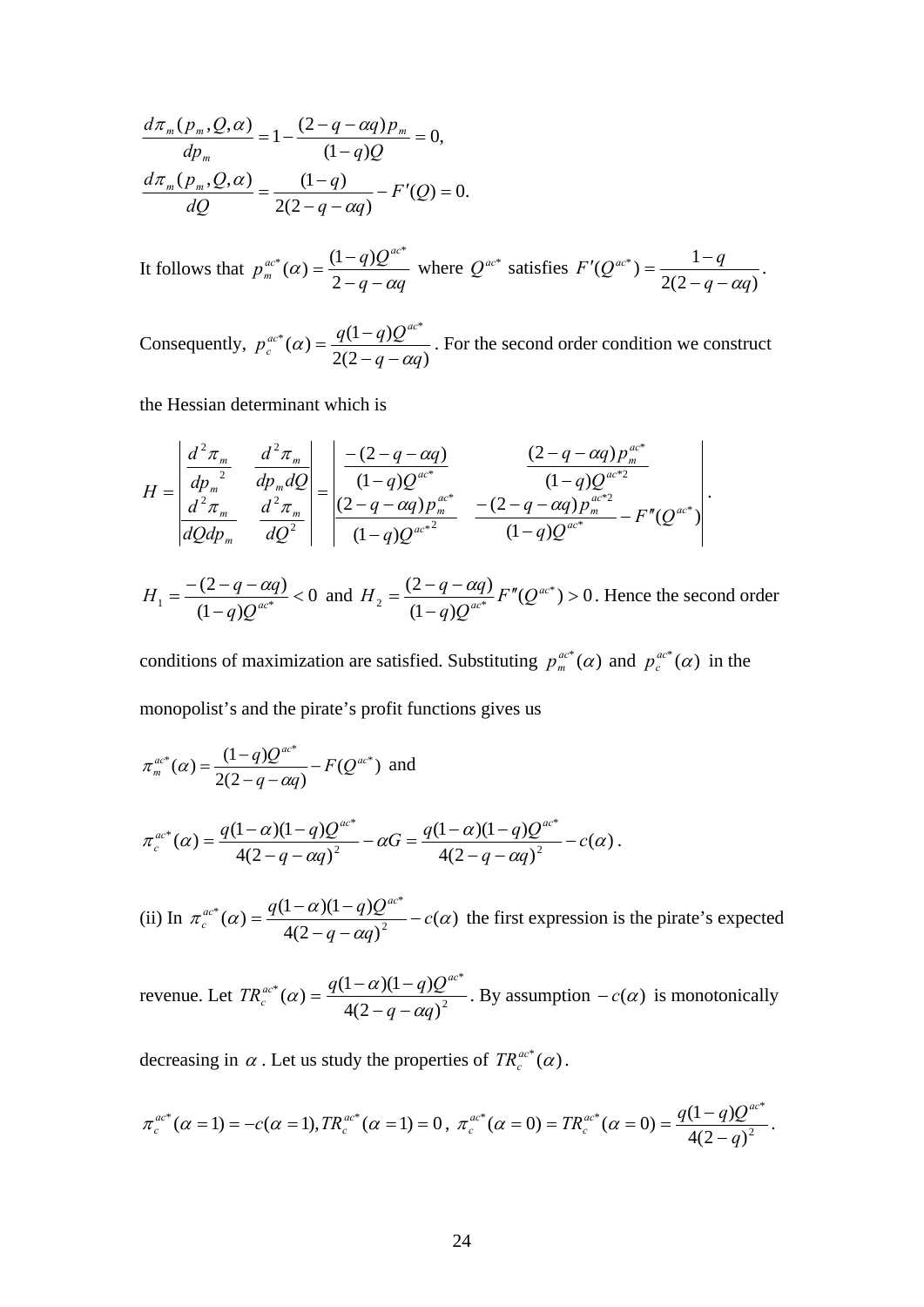$$\frac{d\pi_m(p_m, Q, \alpha)}{dp_m} = 1 - \frac{(2-q-\alpha q)p_m}{(1-q)Q} = 0,$$

$$\frac{d\pi_m(p_m, Q, \alpha)}{dQ} = \frac{(1-q)}{2(2-q-\alpha q)} - F'(Q) = 0.$$

It follows that $p_m^{ac*}(\alpha) = \dfrac{(1-q)Q^{ac*}}{2-q-\alpha q}$ where $Q^{ac*}$ satisfies $F'(Q^{ac*}) = \dfrac{1-q}{2(2-q-\alpha q)}$.

Consequently, $p_c^{ac*}(\alpha) = \dfrac{q(1-q)Q^{ac*}}{2(2-q-\alpha q)}$. For the second order condition we construct the Hessian determinant which is

$$H = \begin{vmatrix} \dfrac{d^2\pi_m}{dp_m{}^2} & \dfrac{d^2\pi_m}{dp_m dQ} \\ \dfrac{d^2\pi_m}{dQdp_m} & \dfrac{d^2\pi_m}{dQ^2} \end{vmatrix} = \begin{vmatrix} \dfrac{-(2-q-\alpha q)}{(1-q)Q^{ac*}} & \dfrac{(2-q-\alpha q)p_m^{ac*}}{(1-q)Q^{ac*2}} \\ \dfrac{(2-q-\alpha q)p_m^{ac*}}{(1-q)Q^{ac*2}} & \dfrac{-(2-q-\alpha q)p_m^{ac*2}}{(1-q)Q^{ac*}} - F''(Q^{ac*}) \end{vmatrix}.$$

$H_1 = \dfrac{-(2-q-\alpha q)}{(1-q)Q^{ac*}} < 0$ and $H_2 = \dfrac{(2-q-\alpha q)}{(1-q)Q^{ac*}} F''(Q^{ac*}) > 0$. Hence the second order conditions of maximization are satisfied. Substituting $p_m^{ac*}(\alpha)$ and $p_c^{ac*}(\alpha)$ in the monopolist's and the pirate's profit functions gives us

$\pi_m^{ac*}(\alpha) = \dfrac{(1-q)Q^{ac*}}{2(2-q-\alpha q)} - F(Q^{ac*})$ and

$$\pi_c^{ac*}(\alpha) = \frac{q(1-\alpha)(1-q)Q^{ac*}}{4(2-q-\alpha q)^2} - \alpha G = \frac{q(1-\alpha)(1-q)Q^{ac*}}{4(2-q-\alpha q)^2} - c(\alpha).$$

(ii) In $\pi_c^{ac*}(\alpha) = \dfrac{q(1-\alpha)(1-q)Q^{ac*}}{4(2-q-\alpha q)^2} - c(\alpha)$ the first expression is the pirate's expected revenue. Let $TR_c^{ac*}(\alpha) = \dfrac{q(1-\alpha)(1-q)Q^{ac*}}{4(2-q-\alpha q)^2}$. By assumption $-c(\alpha)$ is monotonically decreasing in $\alpha$. Let us study the properties of $TR_c^{ac*}(\alpha)$.

$\pi_c^{ac*}(\alpha = 1) = -c(\alpha = 1), TR_c^{ac*}(\alpha = 1) = 0$, $\pi_c^{ac*}(\alpha = 0) = TR_c^{ac*}(\alpha = 0) = \dfrac{q(1-q)Q^{ac*}}{4(2-q)^2}$.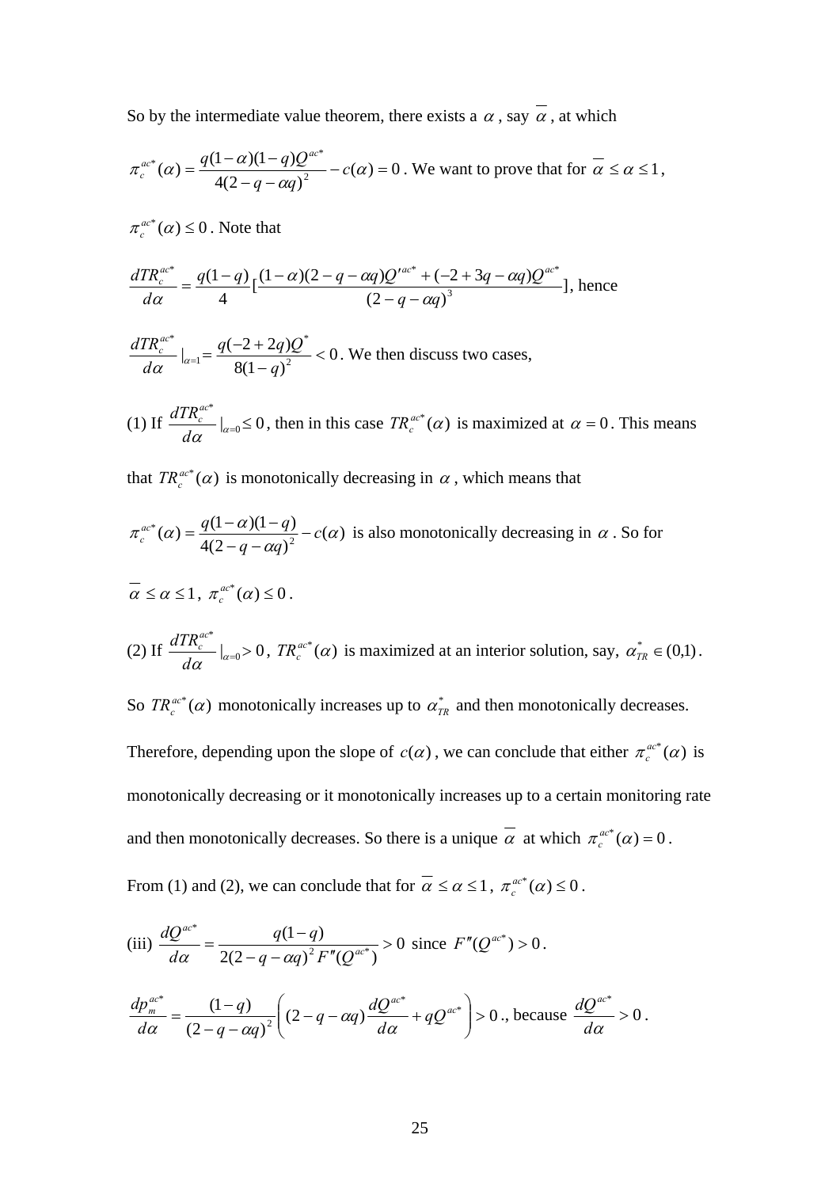So by the intermediate value theorem, there exists a $\alpha$ , say $\overline{\alpha}$ , at which

$\pi_c^{ac*}(\alpha) = \dfrac{q(1-\alpha)(1-q)Q^{ac*}}{4(2-q-\alpha q)^2} - c(\alpha) = 0$ . We want to prove that for $\overline{\alpha} \le \alpha \le 1$ ,

$\pi_c^{ac*}(\alpha) \le 0$ . Note that

$\dfrac{dTR_c^{ac*}}{d\alpha} = \dfrac{q(1-q)}{4}[\dfrac{(1-\alpha)(2-q-\alpha q)Q'^{ac*} + (-2+3q-\alpha q)Q^{ac*}}{(2-q-\alpha q)^3}]$, hence

$\dfrac{dTR_c^{ac*}}{d\alpha}|_{\alpha=1} = \dfrac{q(-2+2q)Q^*}{8(1-q)^2} < 0$ . We then discuss two cases,

(1) If $\dfrac{dTR_c^{ac*}}{d\alpha}|_{\alpha=0} \le 0$ , then in this case $TR_c^{ac*}(\alpha)$ is maximized at $\alpha = 0$ . This means that $TR_c^{ac*}(\alpha)$ is monotonically decreasing in $\alpha$ , which means that

$\pi_c^{ac*}(\alpha) = \dfrac{q(1-\alpha)(1-q)}{4(2-q-\alpha q)^2} - c(\alpha)$ is also monotonically decreasing in $\alpha$ . So for

$\overline{\alpha} \le \alpha \le 1$ , $\pi_c^{ac*}(\alpha) \le 0$ .

(2) If $\dfrac{dTR_c^{ac*}}{d\alpha}|_{\alpha=0} > 0$ , $TR_c^{ac*}(\alpha)$ is maximized at an interior solution, say, $\alpha_{TR}^* \in (0,1)$ .

So $TR_c^{ac*}(\alpha)$ monotonically increases up to $\alpha_{TR}^*$ and then monotonically decreases. Therefore, depending upon the slope of $c(\alpha)$ , we can conclude that either $\pi_c^{ac*}(\alpha)$ is monotonically decreasing or it monotonically increases up to a certain monitoring rate and then monotonically decreases. So there is a unique $\overline{\alpha}$ at which $\pi_c^{ac*}(\alpha) = 0$ .

From (1) and (2), we can conclude that for $\overline{\alpha} \le \alpha \le 1$ , $\pi_c^{ac*}(\alpha) \le 0$ .

(iii) $\dfrac{dQ^{ac*}}{d\alpha} = \dfrac{q(1-q)}{2(2-q-\alpha q)^2 F''(Q^{ac*})} > 0$ since $F''(Q^{ac*}) > 0$ .

$\dfrac{dp_m^{ac*}}{d\alpha} = \dfrac{(1-q)}{(2-q-\alpha q)^2}\left((2-q-\alpha q)\dfrac{dQ^{ac*}}{d\alpha} + qQ^{ac*}\right) > 0$ ., because $\dfrac{dQ^{ac*}}{d\alpha} > 0$ .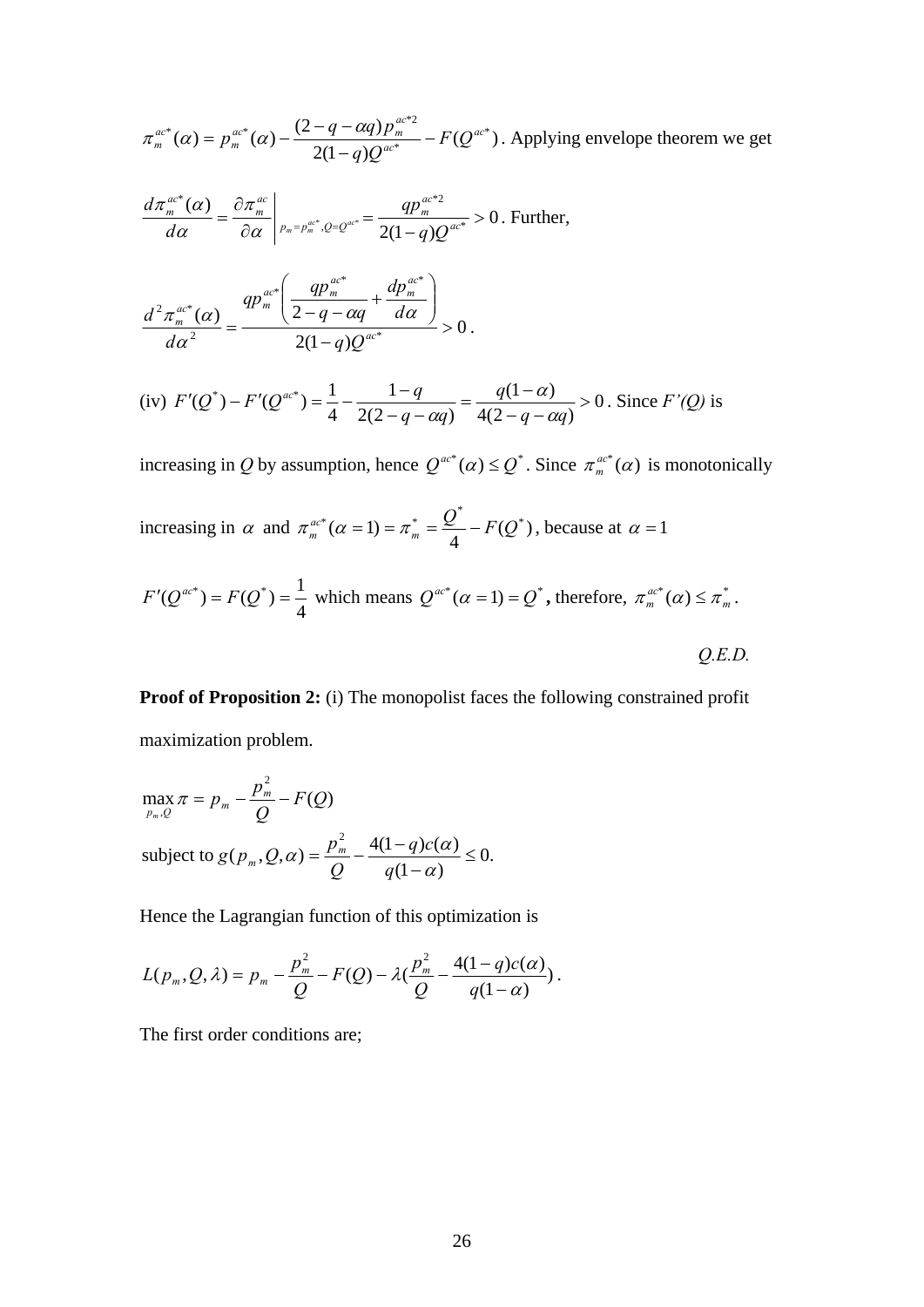$\pi_m^{ac*}(\alpha) = p_m^{ac*}(\alpha) - \dfrac{(2-q-\alpha q)p_m^{ac*2}}{2(1-q)Q^{ac*}} - F(Q^{ac*})$. Applying envelope theorem we get

$\dfrac{d\pi_m^{ac*}(\alpha)}{d\alpha} = \dfrac{\partial \pi_m^{ac}}{\partial \alpha}\Bigg|_{p_m = p_m^{ac*}, Q = Q^{ac*}} = \dfrac{q p_m^{ac*2}}{2(1-q)Q^{ac*}} > 0$. Further,

$$\frac{d^2\pi_m^{ac*}(\alpha)}{d\alpha^2} = \frac{q p_m^{ac*}\left(\dfrac{q p_m^{ac*}}{2-q-\alpha q} + \dfrac{dp_m^{ac*}}{d\alpha}\right)}{2(1-q)Q^{ac*}} > 0.$$

(iv) $F'(Q^*) - F'(Q^{ac*}) = \dfrac{1}{4} - \dfrac{1-q}{2(2-q-\alpha q)} = \dfrac{q(1-\alpha)}{4(2-q-\alpha q)} > 0$. Since *F'(Q)* is increasing in *Q* by assumption, hence $Q^{ac*}(\alpha) \le Q^*$. Since $\pi_m^{ac*}(\alpha)$ is monotonically increasing in $\alpha$ and $\pi_m^{ac*}(\alpha = 1) = \pi_m^* = \dfrac{Q^*}{4} - F(Q^*)$, because at $\alpha = 1$ $F'(Q^{ac*}) = F(Q^*) = \dfrac{1}{4}$ which means $Q^{ac*}(\alpha = 1) = Q^*$**,** therefore, $\pi_m^{ac*}(\alpha) \le \pi_m^*$.

*Q.E.D.*

**Proof of Proposition 2:** (i) The monopolist faces the following constrained profit maximization problem.

$$\max_{p_m, Q} \pi = p_m - \frac{p_m^2}{Q} - F(Q)$$

$$\text{subject to } g(p_m, Q, \alpha) = \frac{p_m^2}{Q} - \frac{4(1-q)c(\alpha)}{q(1-\alpha)} \le 0.$$

Hence the Lagrangian function of this optimization is

$$L(p_m, Q, \lambda) = p_m - \frac{p_m^2}{Q} - F(Q) - \lambda\left(\frac{p_m^2}{Q} - \frac{4(1-q)c(\alpha)}{q(1-\alpha)}\right).$$

The first order conditions are;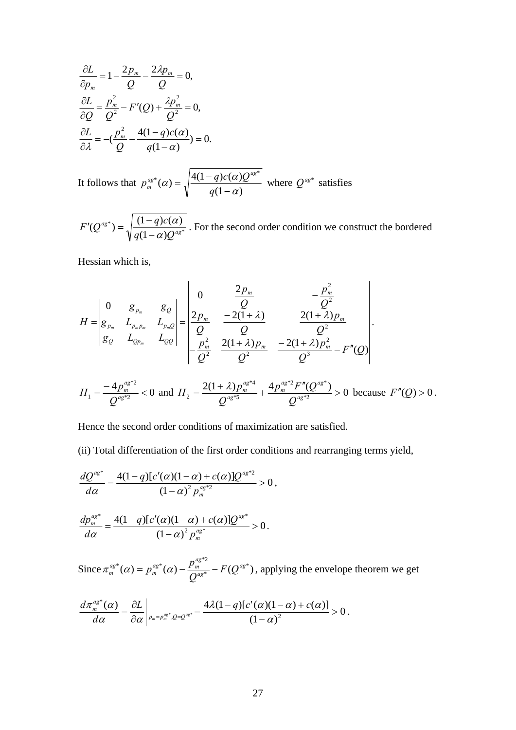$$\frac{\partial L}{\partial p_m} = 1 - \frac{2p_m}{Q} - \frac{2\lambda p_m}{Q} = 0,$$

$$\frac{\partial L}{\partial Q} = \frac{p_m^2}{Q^2} - F'(Q) + \frac{\lambda p_m^2}{Q^2} = 0,$$

$$\frac{\partial L}{\partial \lambda} = -(\frac{p_m^2}{Q} - \frac{4(1-q)c(\alpha)}{q(1-\alpha)}) = 0.$$

It follows that $p_m^{ag*}(\alpha) = \sqrt{\frac{4(1-q)c(\alpha)Q^{ag*}}{q(1-\alpha)}}$ where $Q^{ag*}$ satisfies

$F'(Q^{ag*}) = \sqrt{\frac{(1-q)c(\alpha)}{q(1-\alpha)Q^{ag*}}}$. For the second order condition we construct the bordered Hessian which is,

$$H = \begin{vmatrix} 0 & g_{p_m} & g_Q \\ g_{p_m} & L_{p_m p_m} & L_{p_m Q} \\ g_Q & L_{Q p_m} & L_{QQ} \end{vmatrix} = \begin{vmatrix} 0 & \frac{2p_m}{Q} & -\frac{p_m^2}{Q^2} \\ \frac{2p_m}{Q} & \frac{-2(1+\lambda)}{Q} & \frac{2(1+\lambda)p_m}{Q^2} \\ -\frac{p_m^2}{Q^2} & \frac{2(1+\lambda)p_m}{Q^2} & \frac{-2(1+\lambda)p_m^2}{Q^3} - F''(Q) \end{vmatrix}.$$

$H_1 = \frac{-4p_m^{ag*2}}{Q^{ag*2}} < 0$ and $H_2 = \frac{2(1+\lambda)p_m^{ag*4}}{Q^{ag*5}} + \frac{4p_m^{ag*2}F''(Q^{ag*})}{Q^{ag*2}} > 0$ because $F''(Q) > 0$.

Hence the second order conditions of maximization are satisfied.

(ii) Total differentiation of the first order conditions and rearranging terms yield,

$$\frac{dQ^{ag*}}{d\alpha} = \frac{4(1-q)[c'(\alpha)(1-\alpha) + c(\alpha)]Q^{ag*2}}{(1-\alpha)^2 p_m^{ag*2}} > 0,$$

$$\frac{dp_m^{ag*}}{d\alpha} = \frac{4(1-q)[c'(\alpha)(1-\alpha) + c(\alpha)]Q^{ag*}}{(1-\alpha)^2 p_m^{ag*}} > 0.$$

Since $\pi_m^{ag*}(\alpha) = p_m^{ag*}(\alpha) - \frac{p_m^{ag*2}}{Q^{ag*}} - F(Q^{ag*})$, applying the envelope theorem we get

$$\frac{d\pi_m^{ag*}(\alpha)}{d\alpha} = \frac{\partial L}{\partial \alpha}\bigg|_{p_m = p_m^{ag*}, Q = Q^{ag*}} = \frac{4\lambda(1-q)[c'(\alpha)(1-\alpha) + c(\alpha)]}{(1-\alpha)^2} > 0.$$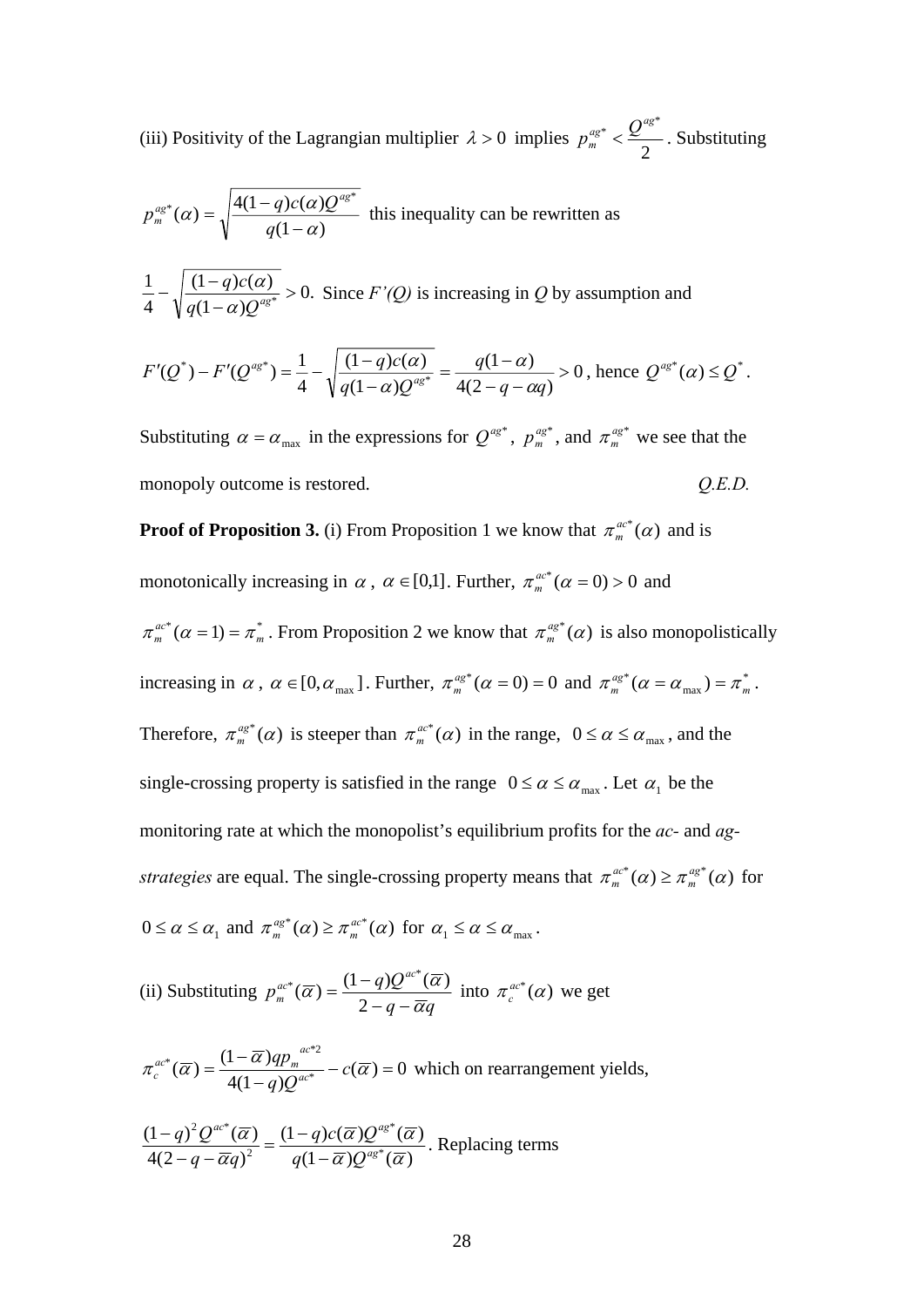(iii) Positivity of the Lagrangian multiplier $\lambda > 0$ implies $p_m^{ag*} < \frac{Q^{ag*}}{2}$. Substituting

$p_m^{ag*}(\alpha) = \sqrt{\frac{4(1-q)c(\alpha)Q^{ag*}}{q(1-\alpha)}}$ this inequality can be rewritten as

$\frac{1}{4} - \sqrt{\frac{(1-q)c(\alpha)}{q(1-\alpha)Q^{ag*}}} > 0.$ Since *F'(Q)* is increasing in *Q* by assumption and

$F'(Q^*) - F'(Q^{ag*}) = \frac{1}{4} - \sqrt{\frac{(1-q)c(\alpha)}{q(1-\alpha)Q^{ag*}}} = \frac{q(1-\alpha)}{4(2-q-\alpha q)} > 0$, hence $Q^{ag*}(\alpha) \le Q^*$.

Substituting $\alpha = \alpha_{\max}$ in the expressions for $Q^{ag*}$, $p_m^{ag*}$, and $\pi_m^{ag*}$ we see that the monopoly outcome is restored. *Q.E.D.*

**Proof of Proposition 3.** (i) From Proposition 1 we know that $\pi_m^{ac*}(\alpha)$ and is monotonically increasing in $\alpha$, $\alpha \in [0,1]$. Further, $\pi_m^{ac*}(\alpha = 0) > 0$ and $\pi_m^{ac*}(\alpha = 1) = \pi_m^*$. From Proposition 2 we know that $\pi_m^{ag*}(\alpha)$ is also monopolistically increasing in $\alpha$, $\alpha \in [0, \alpha_{\max}]$. Further, $\pi_m^{ag*}(\alpha = 0) = 0$ and $\pi_m^{ag*}(\alpha = \alpha_{\max}) = \pi_m^*$. Therefore, $\pi_m^{ag*}(\alpha)$ is steeper than $\pi_m^{ac*}(\alpha)$ in the range, $0 \le \alpha \le \alpha_{\max}$, and the single-crossing property is satisfied in the range $0 \le \alpha \le \alpha_{\max}$. Let $\alpha_1$ be the monitoring rate at which the monopolist's equilibrium profits for the *ac-* and *ag-strategies* are equal. The single-crossing property means that $\pi_m^{ac*}(\alpha) \ge \pi_m^{ag*}(\alpha)$ for $0 \le \alpha \le \alpha_1$ and $\pi_m^{ag*}(\alpha) \ge \pi_m^{ac*}(\alpha)$ for $\alpha_1 \le \alpha \le \alpha_{\max}$.

(ii) Substituting $p_m^{ac*}(\overline{\alpha}) = \frac{(1-q)Q^{ac*}(\overline{\alpha})}{2-q-\overline{\alpha}q}$ into $\pi_c^{ac*}(\alpha)$ we get

$\pi_c^{ac*}(\overline{\alpha}) = \frac{(1-\overline{\alpha})qp_m^{ac*2}}{4(1-q)Q^{ac*}} - c(\overline{\alpha}) = 0$ which on rearrangement yields,

$\frac{(1-q)^2 Q^{ac*}(\overline{\alpha})}{4(2-q-\overline{\alpha}q)^2} = \frac{(1-q)c(\overline{\alpha})Q^{ag*}(\overline{\alpha})}{q(1-\overline{\alpha})Q^{ag*}(\overline{\alpha})}$. Replacing terms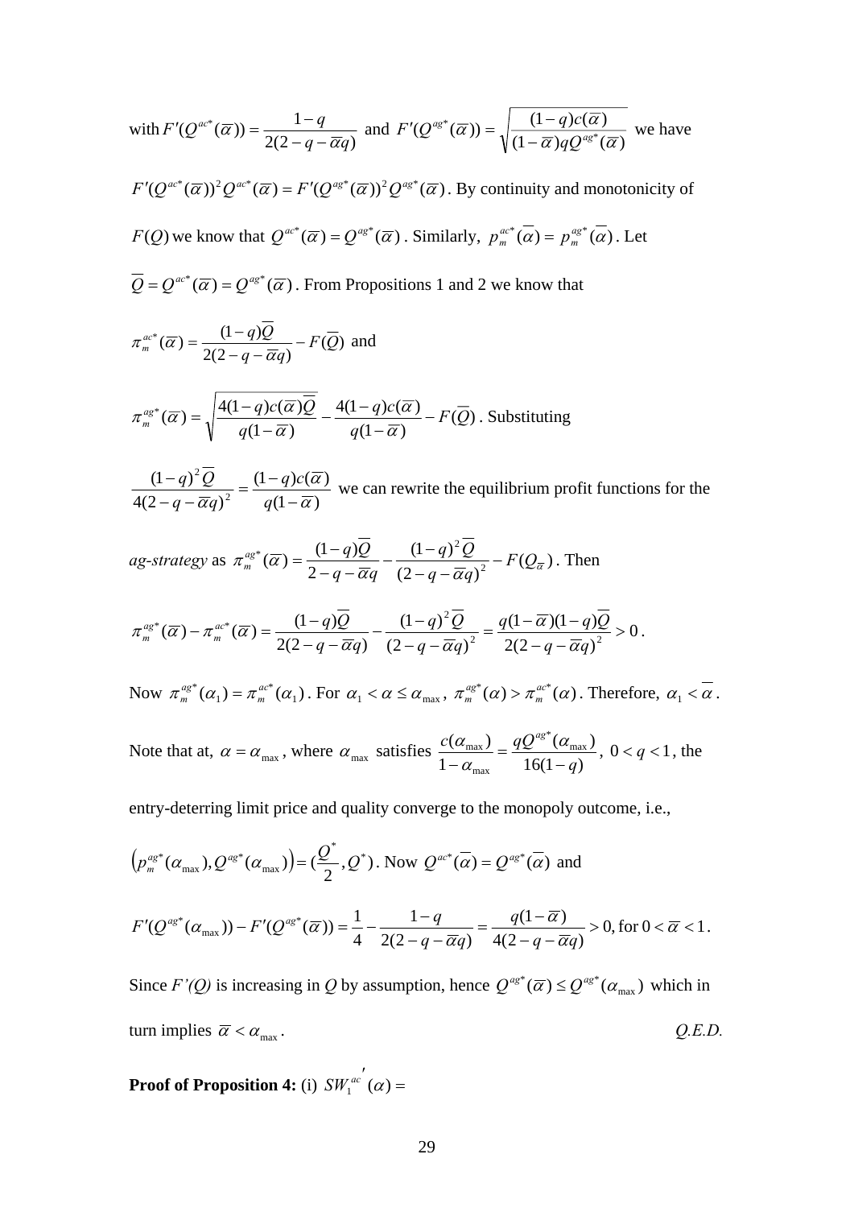with $F'(Q^{ac*}(\overline{\alpha})) = \dfrac{1-q}{2(2-q-\overline{\alpha}q)}$ and $F'(Q^{ag*}(\overline{\alpha})) = \sqrt{\dfrac{(1-q)c(\overline{\alpha})}{(1-\overline{\alpha})qQ^{ag*}(\overline{\alpha})}}$ we have $F'(Q^{ac*}(\overline{\alpha}))^2 Q^{ac*}(\overline{\alpha}) = F'(Q^{ag*}(\overline{\alpha}))^2 Q^{ag*}(\overline{\alpha})$. By continuity and monotonicity of $F(Q)$ we know that $Q^{ac*}(\overline{\alpha}) = Q^{ag*}(\overline{\alpha})$. Similarly, $p_m^{ac*}(\overline{\alpha}) = p_m^{ag*}(\overline{\alpha})$. Let $\overline{Q} = Q^{ac*}(\overline{\alpha}) = Q^{ag*}(\overline{\alpha})$. From Propositions 1 and 2 we know that

$\pi_m^{ac*}(\overline{\alpha}) = \dfrac{(1-q)\overline{Q}}{2(2-q-\overline{\alpha}q)} - F(\overline{Q})$ and

$\pi_m^{ag*}(\overline{\alpha}) = \sqrt{\dfrac{4(1-q)c(\overline{\alpha})\overline{Q}}{q(1-\overline{\alpha})}} - \dfrac{4(1-q)c(\overline{\alpha})}{q(1-\overline{\alpha})} - F(\overline{Q})$. Substituting

$\dfrac{(1-q)^2\overline{Q}}{4(2-q-\overline{\alpha}q)^2} = \dfrac{(1-q)c(\overline{\alpha})}{q(1-\overline{\alpha})}$ we can rewrite the equilibrium profit functions for the *ag-strategy* as $\pi_m^{ag*}(\overline{\alpha}) = \dfrac{(1-q)\overline{Q}}{2-q-\overline{\alpha}q} - \dfrac{(1-q)^2\overline{Q}}{(2-q-\overline{\alpha}q)^2} - F(Q_{\overline{\alpha}})$. Then

$$\pi_m^{ag*}(\overline{\alpha}) - \pi_m^{ac*}(\overline{\alpha}) = \frac{(1-q)\overline{Q}}{2(2-q-\overline{\alpha}q)} - \frac{(1-q)^2\overline{Q}}{(2-q-\overline{\alpha}q)^2} = \frac{q(1-\overline{\alpha})(1-q)\overline{Q}}{2(2-q-\overline{\alpha}q)^2} > 0.$$

Now $\pi_m^{ag*}(\alpha_1) = \pi_m^{ac*}(\alpha_1)$. For $\alpha_1 < \alpha \le \alpha_{\max}$, $\pi_m^{ag*}(\alpha) > \pi_m^{ac*}(\alpha)$. Therefore, $\alpha_1 < \overline{\alpha}$.

Note that at, $\alpha = \alpha_{\max}$, where $\alpha_{\max}$ satisfies $\dfrac{c(\alpha_{\max})}{1-\alpha_{\max}} = \dfrac{qQ^{ag*}(\alpha_{\max})}{16(1-q)}$, $0 < q < 1$, the entry-deterring limit price and quality converge to the monopoly outcome, i.e., $\left(p_m^{ag*}(\alpha_{\max}), Q^{ag*}(\alpha_{\max})\right) = (\dfrac{Q^*}{2}, Q^*)$. Now $Q^{ac*}(\overline{\alpha}) = Q^{ag*}(\overline{\alpha})$ and

$$F'(Q^{ag*}(\alpha_{\max})) - F'(Q^{ag*}(\overline{\alpha})) = \frac{1}{4} - \frac{1-q}{2(2-q-\overline{\alpha}q)} = \frac{q(1-\overline{\alpha})}{4(2-q-\overline{\alpha}q)} > 0, \text{for } 0 < \overline{\alpha} < 1.$$

Since *F'(Q)* is increasing in *Q* by assumption, hence $Q^{ag*}(\overline{\alpha}) \le Q^{ag*}(\alpha_{\max})$ which in turn implies $\overline{\alpha} < \alpha_{\max}$. *Q.E.D.*

**Proof of Proposition 4:** (i) $SW_1^{ac'}(\alpha) =$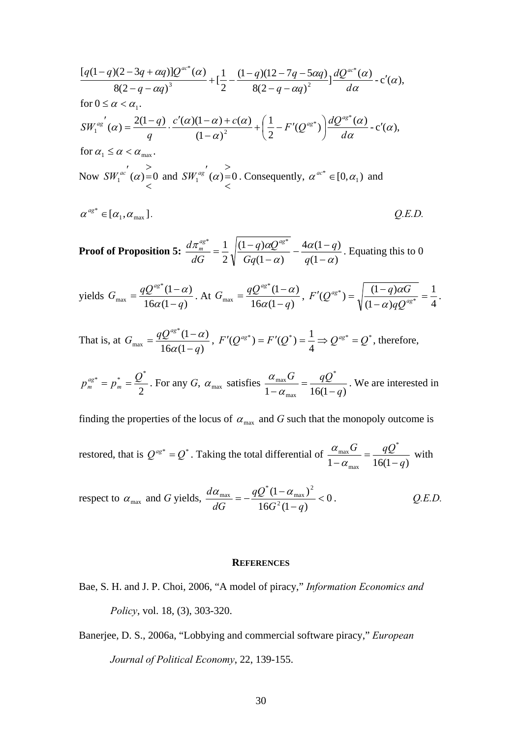$$\frac{[q(1-q)(2-3q+\alpha q)]Q^{ac^*}(\alpha)}{8(2-q-\alpha q)^3}+[\frac{1}{2}-\frac{(1-q)(12-7q-5\alpha q)}{8(2-q-\alpha q)^2}]\frac{dQ^{ac^*}(\alpha)}{d\alpha} - \text{c}'(\alpha),$$

for $0 \le \alpha < \alpha_1$.

$$SW_1^{ag'}(\alpha)=\frac{2(1-q)}{q}\cdot\frac{c'(\alpha)(1-\alpha)+c(\alpha)}{(1-\alpha)^2}+\left(\frac{1}{2}-F'(Q^{ag^*})\right)\frac{dQ^{ag^*}(\alpha)}{d\alpha} - \text{c}'(\alpha),$$

for $\alpha_1 \le \alpha < \alpha_{\max}$.

Now $SW_1^{ac'}(\alpha) \gtreqless 0$ and $SW_1^{ag'}(\alpha) \gtreqless 0$. Consequently, $\alpha^{ac^*} \in [0,\alpha_1)$ and

$\alpha^{ag^*} \in [\alpha_1, \alpha_{\max}]$. *Q.E.D.*

**Proof of Proposition 5:** $\dfrac{d\pi_m^{ag^*}}{dG}=\dfrac{1}{2}\sqrt{\dfrac{(1-q)\alpha Q^{ag^*}}{Gq(1-\alpha)}}-\dfrac{4\alpha(1-q)}{q(1-\alpha)}$. Equating this to 0 yields $G_{\max}=\dfrac{qQ^{ag^*}(1-\alpha)}{16\alpha(1-q)}$. At $G_{\max}=\dfrac{qQ^{ag^*}(1-\alpha)}{16\alpha(1-q)}$, $F'(Q^{ag^*})=\sqrt{\dfrac{(1-q)\alpha G}{(1-\alpha)qQ^{ag^*}}}=\dfrac{1}{4}$.

That is, at $G_{\max}=\dfrac{qQ^{ag^*}(1-\alpha)}{16\alpha(1-q)}$, $F'(Q^{ag^*})=F'(Q^*)=\dfrac{1}{4}\Rightarrow Q^{ag^*}=Q^*$, therefore, $p_m^{ag^*}=p_m^*=\dfrac{Q^*}{2}$. For any *G*, $\alpha_{\max}$ satisfies $\dfrac{\alpha_{\max}G}{1-\alpha_{\max}}=\dfrac{qQ^*}{16(1-q)}$. We are interested in finding the properties of the locus of $\alpha_{\max}$ and *G* such that the monopoly outcome is restored, that is $Q^{ag^*}=Q^*$. Taking the total differential of $\dfrac{\alpha_{\max}G}{1-\alpha_{\max}}=\dfrac{qQ^*}{16(1-q)}$ with respect to $\alpha_{\max}$ and *G* yields, $\dfrac{d\alpha_{\max}}{dG}=-\dfrac{qQ^*(1-\alpha_{\max})^2}{16G^2(1-q)}<0$. *Q.E.D.*

## REFERENCES

Bae, S. H. and J. P. Choi, 2006, "A model of piracy," *Information Economics and Policy*, vol. 18, (3), 303-320.

Banerjee, D. S., 2006a, "Lobbying and commercial software piracy," *European Journal of Political Economy*, 22, 139-155.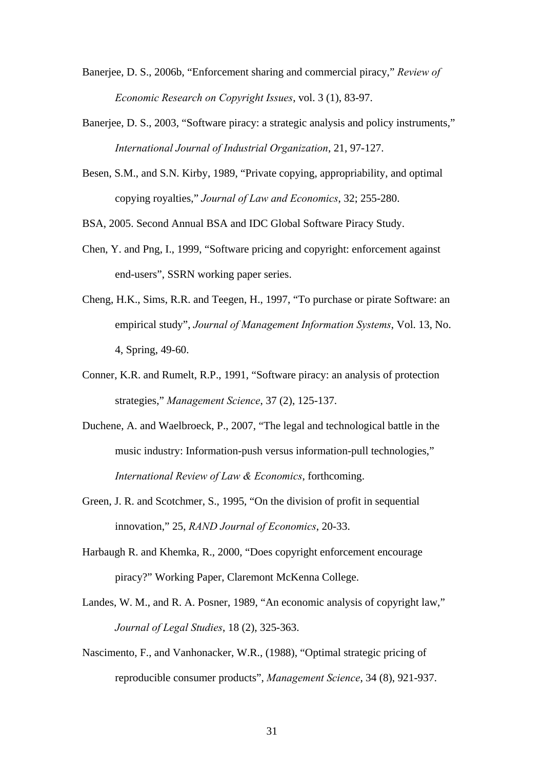Banerjee, D. S., 2006b, “Enforcement sharing and commercial piracy,” *Review of Economic Research on Copyright Issues*, vol. 3 (1), 83-97.

Banerjee, D. S., 2003, “Software piracy: a strategic analysis and policy instruments,” *International Journal of Industrial Organization*, 21, 97-127.

Besen, S.M., and S.N. Kirby, 1989, “Private copying, appropriability, and optimal copying royalties,” *Journal of Law and Economics*, 32; 255-280.

BSA, 2005. Second Annual BSA and IDC Global Software Piracy Study.

Chen, Y. and Png, I., 1999, “Software pricing and copyright: enforcement against end-users”, SSRN working paper series.

Cheng, H.K., Sims, R.R. and Teegen, H., 1997, “To purchase or pirate Software: an empirical study”, *Journal of Management Information Systems*, Vol. 13, No. 4, Spring, 49-60.

Conner, K.R. and Rumelt, R.P., 1991, “Software piracy: an analysis of protection strategies,” *Management Science*, 37 (2), 125-137.

Duchene, A. and Waelbroeck, P., 2007, “The legal and technological battle in the music industry: Information-push versus information-pull technologies,” *International Review of Law & Economics*, forthcoming.

Green, J. R. and Scotchmer, S., 1995, “On the division of profit in sequential innovation,” 25, *RAND Journal of Economics*, 20-33.

Harbaugh R. and Khemka, R., 2000, “Does copyright enforcement encourage piracy?” Working Paper, Claremont McKenna College.

Landes, W. M., and R. A. Posner, 1989, “An economic analysis of copyright law,” *Journal of Legal Studies*, 18 (2), 325-363.

Nascimento, F., and Vanhonacker, W.R., (1988), “Optimal strategic pricing of reproducible consumer products”, *Management Science*, 34 (8), 921-937.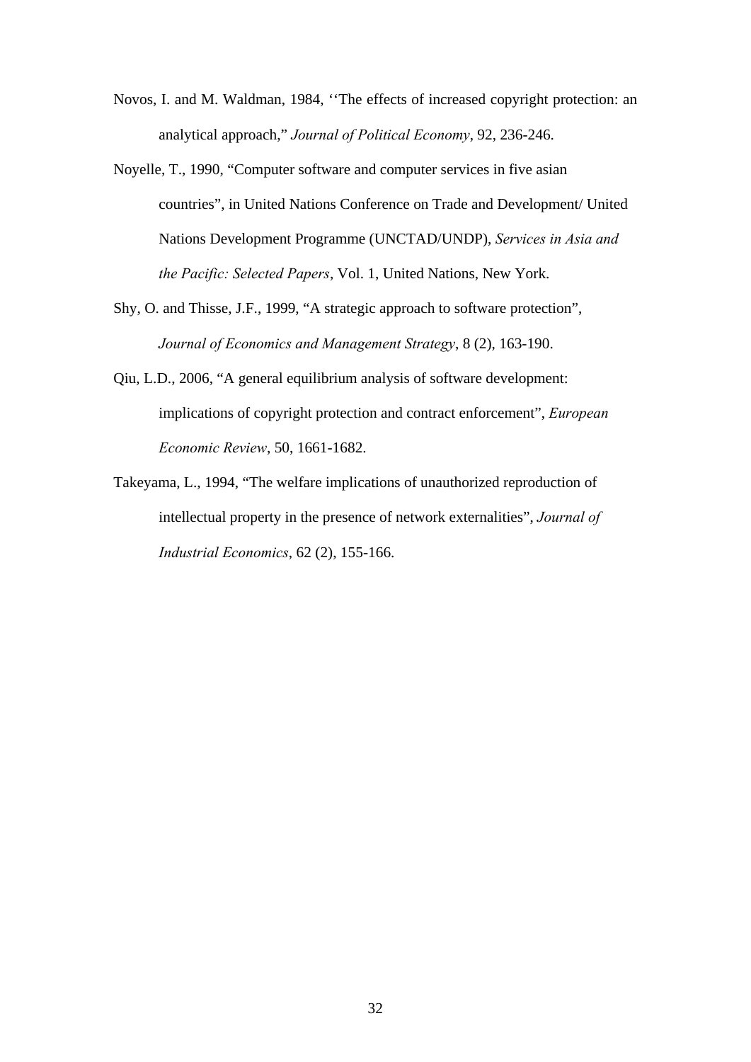Novos, I. and M. Waldman, 1984, ''The effects of increased copyright protection: an analytical approach," *Journal of Political Economy*, 92, 236-246.

Noyelle, T., 1990, "Computer software and computer services in five asian countries", in United Nations Conference on Trade and Development/ United Nations Development Programme (UNCTAD/UNDP), *Services in Asia and the Pacific: Selected Papers*, Vol. 1, United Nations, New York.

Shy, O. and Thisse, J.F., 1999, "A strategic approach to software protection", *Journal of Economics and Management Strategy*, 8 (2), 163-190.

Qiu, L.D., 2006, "A general equilibrium analysis of software development: implications of copyright protection and contract enforcement", *European Economic Review*, 50, 1661-1682.

Takeyama, L., 1994, "The welfare implications of unauthorized reproduction of intellectual property in the presence of network externalities", *Journal of Industrial Economics*, 62 (2), 155-166.